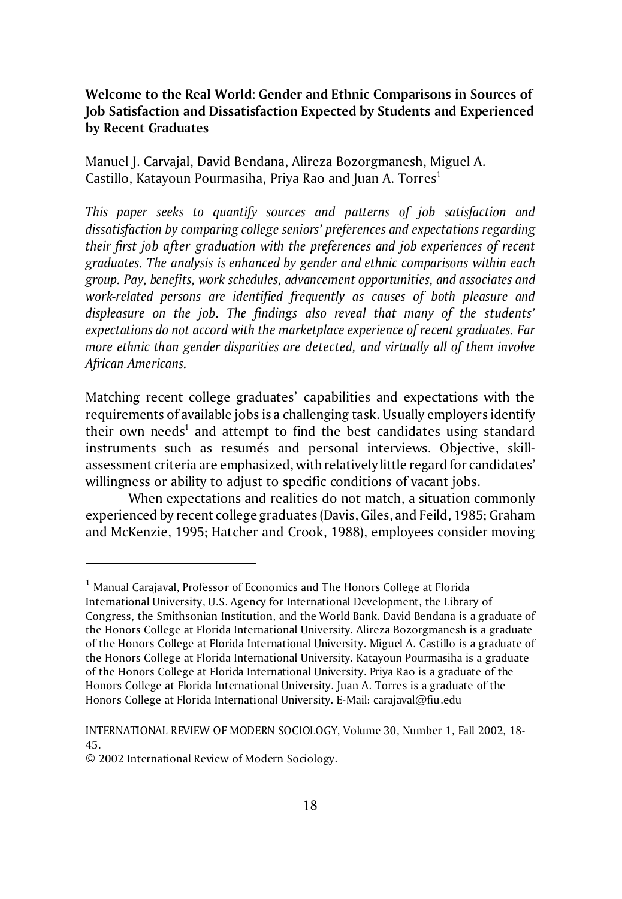## Welcome to the Real World: Gender and Ethnic Comparisons in Sources of Job Satisfaction and Dissatisfaction Expected by Students and Experienced by Recent Graduates

Manuel J. Carvajal, David Bendana, Alireza Bozorgmanesh, Miguel A. Castillo, Katayoun Pourmasiha, Priya Rao and Juan A. Torres[1]

*This paper seeks to quantify sources and patterns of job satisfaction and dissatisfaction by comparing college seniors' preferences and expectations regarding their first job after graduation with the preferences and job experiences of recent graduates. The analysis is enhanced by gender and ethnic comparisons within each group. Pay, benefits, work schedules, advancement opportunities, and associates and work-related persons are identified frequently as causes of both pleasure and displeasure on the job. The findings also reveal that many of the students' expectations do not accord with the marketplace experience of recent graduates. Far more ethnic than gender disparities are detected, and virtually all of them involve African Americans.*

Matching recent college graduates' capabilities and expectations with the requirements of available jobs is a challenging task. Usually employers identify their own needs[1] and attempt to find the best candidates using standard instruments such as resumés and personal interviews. Objective, skill-assessment criteria are emphasized, with relatively little regard for candidates' willingness or ability to adjust to specific conditions of vacant jobs.

When expectations and realities do not match, a situation commonly experienced by recent college graduates (Davis, Giles, and Feild, 1985; Graham and McKenzie, 1995; Hatcher and Crook, 1988), employees consider moving

---

[1] Manual Carajaval, Professor of Economics and The Honors College at Florida International University, U.S. Agency for International Development, the Library of Congress, the Smithsonian Institution, and the World Bank. David Bendana is a graduate of the Honors College at Florida International University. Alireza Bozorgmanesh is a graduate of the Honors College at Florida International University. Miguel A. Castillo is a graduate of the Honors College at Florida International University. Katayoun Pourmasiha is a graduate of the Honors College at Florida International University. Priya Rao is a graduate of the Honors College at Florida International University. Juan A. Torres is a graduate of the Honors College at Florida International University. E-Mail: carajaval@fiu.edu

INTERNATIONAL REVIEW OF MODERN SOCIOLOGY, Volume 30, Number 1, Fall 2002, 18-45.

© 2002 International Review of Modern Sociology.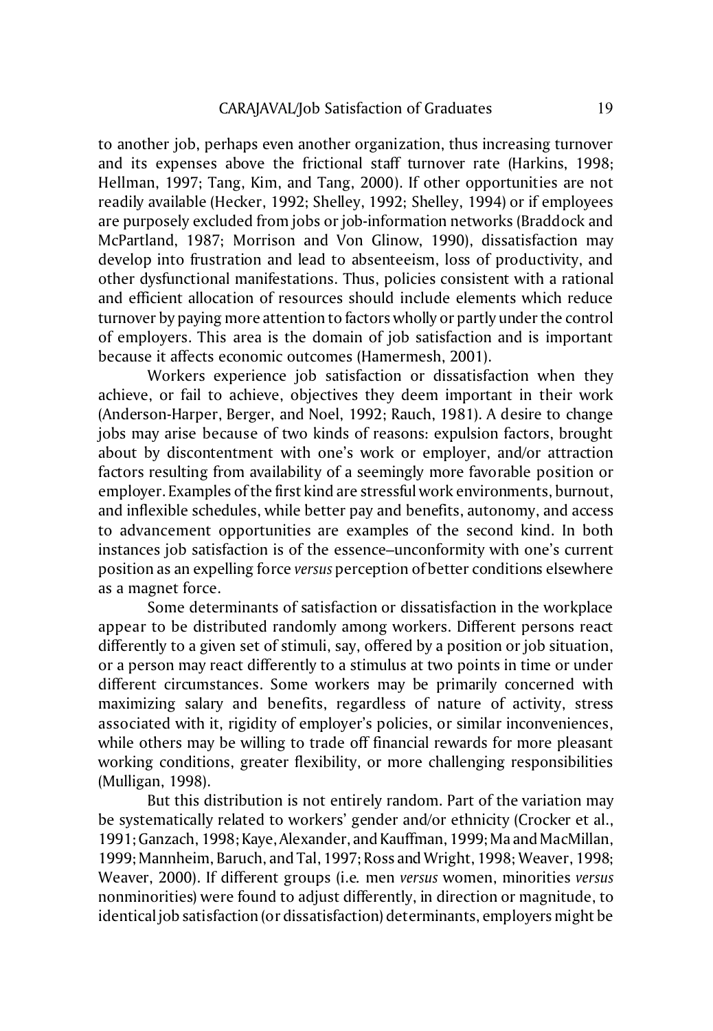to another job, perhaps even another organization, thus increasing turnover and its expenses above the frictional staff turnover rate (Harkins, 1998; Hellman, 1997; Tang, Kim, and Tang, 2000). If other opportunities are not readily available (Hecker, 1992; Shelley, 1992; Shelley, 1994) or if employees are purposely excluded from jobs or job-information networks (Braddock and McPartland, 1987; Morrison and Von Glinow, 1990), dissatisfaction may develop into frustration and lead to absenteeism, loss of productivity, and other dysfunctional manifestations. Thus, policies consistent with a rational and efficient allocation of resources should include elements which reduce turnover by paying more attention to factors wholly or partly under the control of employers. This area is the domain of job satisfaction and is important because it affects economic outcomes (Hamermesh, 2001).

Workers experience job satisfaction or dissatisfaction when they achieve, or fail to achieve, objectives they deem important in their work (Anderson-Harper, Berger, and Noel, 1992; Rauch, 1981). A desire to change jobs may arise because of two kinds of reasons: expulsion factors, brought about by discontentment with one's work or employer, and/or attraction factors resulting from availability of a seemingly more favorable position or employer. Examples of the first kind are stressful work environments, burnout, and inflexible schedules, while better pay and benefits, autonomy, and access to advancement opportunities are examples of the second kind. In both instances job satisfaction is of the essence–unconformity with one's current position as an expelling force *versus* perception of better conditions elsewhere as a magnet force.

Some determinants of satisfaction or dissatisfaction in the workplace appear to be distributed randomly among workers. Different persons react differently to a given set of stimuli, say, offered by a position or job situation, or a person may react differently to a stimulus at two points in time or under different circumstances. Some workers may be primarily concerned with maximizing salary and benefits, regardless of nature of activity, stress associated with it, rigidity of employer's policies, or similar inconveniences, while others may be willing to trade off financial rewards for more pleasant working conditions, greater flexibility, or more challenging responsibilities (Mulligan, 1998).

But this distribution is not entirely random. Part of the variation may be systematically related to workers' gender and/or ethnicity (Crocker et al., 1991; Ganzach, 1998; Kaye, Alexander, and Kauffman, 1999; Ma and MacMillan, 1999; Mannheim, Baruch, and Tal, 1997; Ross and Wright, 1998; Weaver, 1998; Weaver, 2000). If different groups (i.e. men *versus* women, minorities *versus* nonminorities) were found to adjust differently, in direction or magnitude, to identical job satisfaction (or dissatisfaction) determinants, employers might be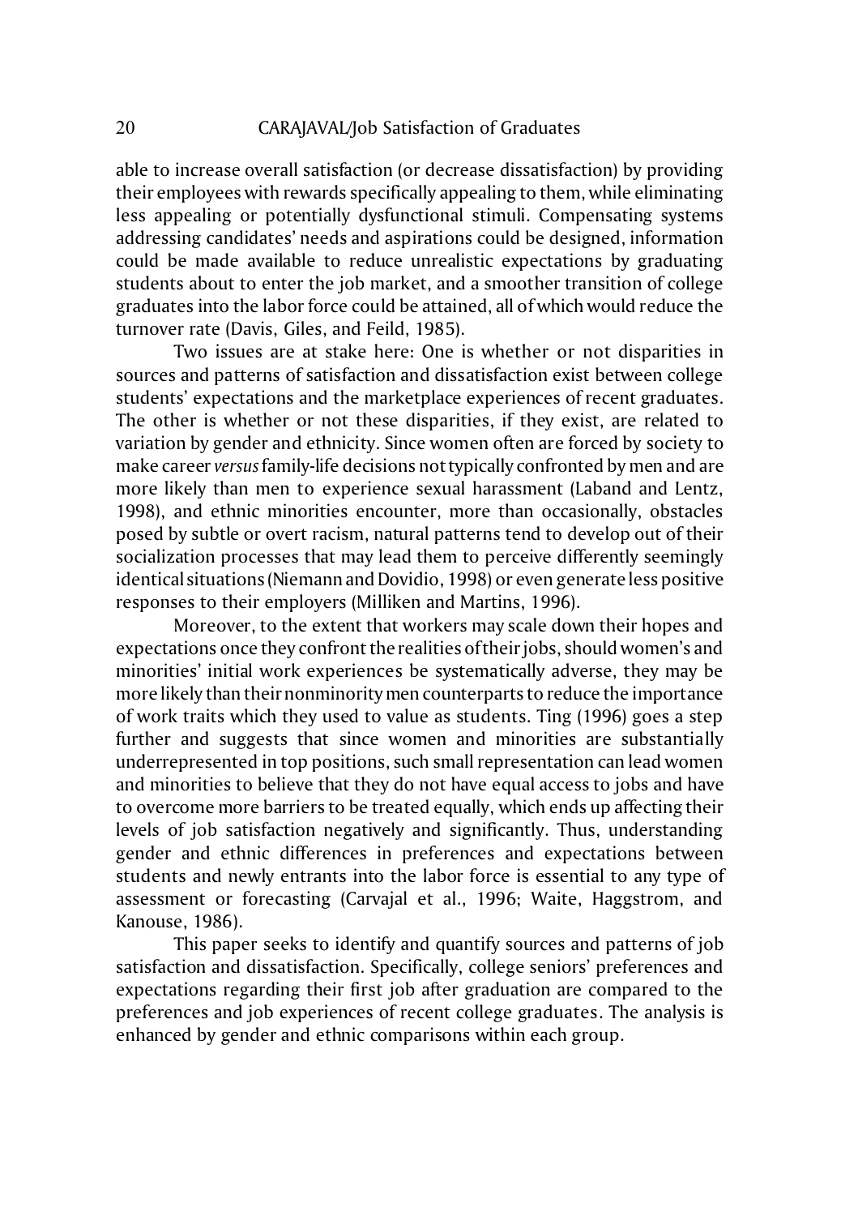able to increase overall satisfaction (or decrease dissatisfaction) by providing their employees with rewards specifically appealing to them, while eliminating less appealing or potentially dysfunctional stimuli. Compensating systems addressing candidates' needs and aspirations could be designed, information could be made available to reduce unrealistic expectations by graduating students about to enter the job market, and a smoother transition of college graduates into the labor force could be attained, all of which would reduce the turnover rate (Davis, Giles, and Feild, 1985).

Two issues are at stake here: One is whether or not disparities in sources and patterns of satisfaction and dissatisfaction exist between college students' expectations and the marketplace experiences of recent graduates. The other is whether or not these disparities, if they exist, are related to variation by gender and ethnicity. Since women often are forced by society to make career *versus* family-life decisions not typically confronted by men and are more likely than men to experience sexual harassment (Laband and Lentz, 1998), and ethnic minorities encounter, more than occasionally, obstacles posed by subtle or overt racism, natural patterns tend to develop out of their socialization processes that may lead them to perceive differently seemingly identical situations (Niemann and Dovidio, 1998) or even generate less positive responses to their employers (Milliken and Martins, 1996).

Moreover, to the extent that workers may scale down their hopes and expectations once they confront the realities of their jobs, should women's and minorities' initial work experiences be systematically adverse, they may be more likely than their nonminority men counterparts to reduce the importance of work traits which they used to value as students. Ting (1996) goes a step further and suggests that since women and minorities are substantially underrepresented in top positions, such small representation can lead women and minorities to believe that they do not have equal access to jobs and have to overcome more barriers to be treated equally, which ends up affecting their levels of job satisfaction negatively and significantly. Thus, understanding gender and ethnic differences in preferences and expectations between students and newly entrants into the labor force is essential to any type of assessment or forecasting (Carvajal et al., 1996; Waite, Haggstrom, and Kanouse, 1986).

This paper seeks to identify and quantify sources and patterns of job satisfaction and dissatisfaction. Specifically, college seniors' preferences and expectations regarding their first job after graduation are compared to the preferences and job experiences of recent college graduates. The analysis is enhanced by gender and ethnic comparisons within each group.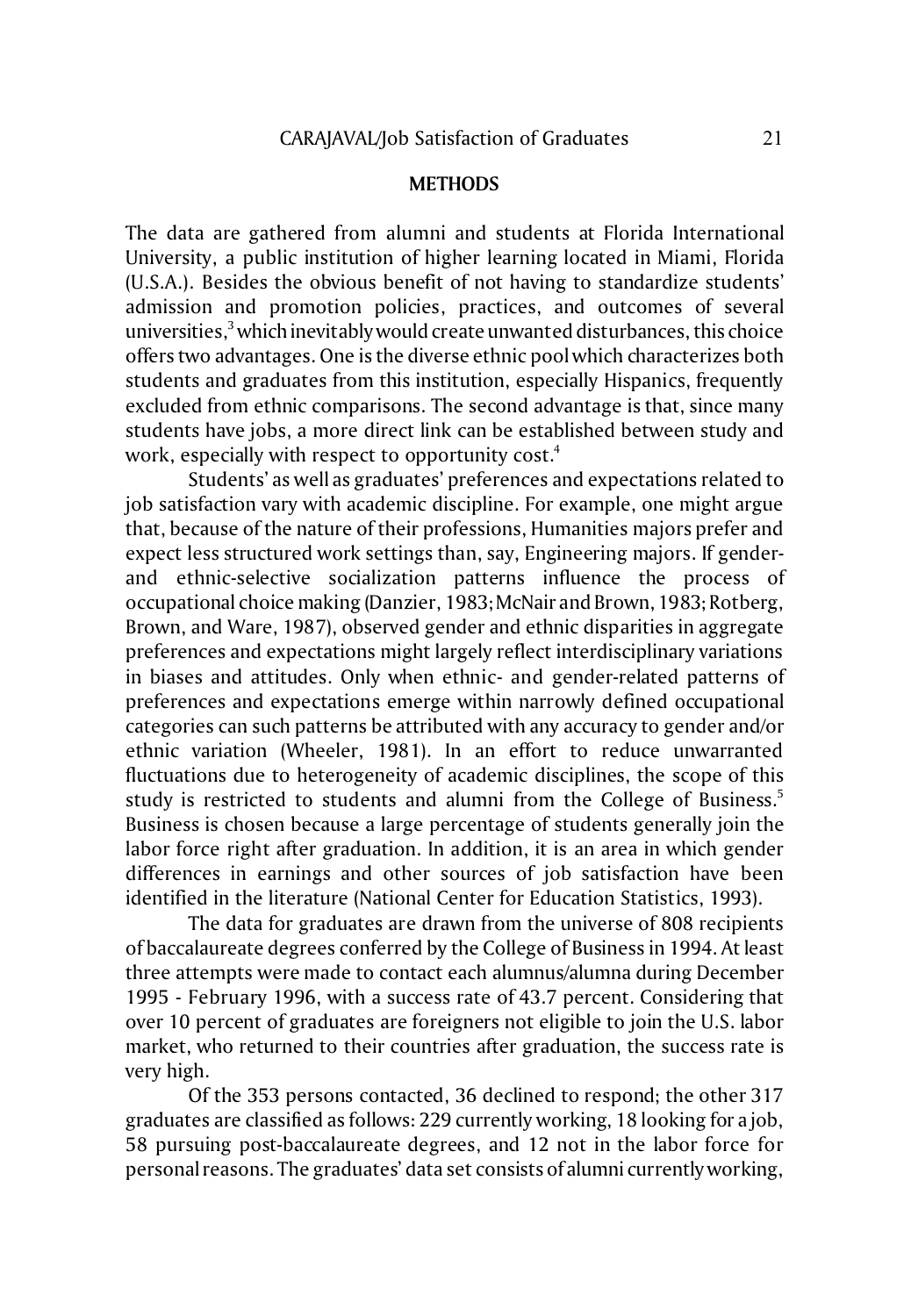## METHODS

The data are gathered from alumni and students at Florida International University, a public institution of higher learning located in Miami, Florida (U.S.A.). Besides the obvious benefit of not having to standardize students' admission and promotion policies, practices, and outcomes of several universities,[3] which inevitably would create unwanted disturbances, this choice offers two advantages. One is the diverse ethnic pool which characterizes both students and graduates from this institution, especially Hispanics, frequently excluded from ethnic comparisons. The second advantage is that, since many students have jobs, a more direct link can be established between study and work, especially with respect to opportunity cost.[4]

Students' as well as graduates' preferences and expectations related to job satisfaction vary with academic discipline. For example, one might argue that, because of the nature of their professions, Humanities majors prefer and expect less structured work settings than, say, Engineering majors. If gender- and ethnic-selective socialization patterns influence the process of occupational choice making (Danzier, 1983; McNair and Brown, 1983; Rotberg, Brown, and Ware, 1987), observed gender and ethnic disparities in aggregate preferences and expectations might largely reflect interdisciplinary variations in biases and attitudes. Only when ethnic- and gender-related patterns of preferences and expectations emerge within narrowly defined occupational categories can such patterns be attributed with any accuracy to gender and/or ethnic variation (Wheeler, 1981). In an effort to reduce unwarranted fluctuations due to heterogeneity of academic disciplines, the scope of this study is restricted to students and alumni from the College of Business.[5] Business is chosen because a large percentage of students generally join the labor force right after graduation. In addition, it is an area in which gender differences in earnings and other sources of job satisfaction have been identified in the literature (National Center for Education Statistics, 1993).

The data for graduates are drawn from the universe of 808 recipients of baccalaureate degrees conferred by the College of Business in 1994. At least three attempts were made to contact each alumnus/alumna during December 1995 - February 1996, with a success rate of 43.7 percent. Considering that over 10 percent of graduates are foreigners not eligible to join the U.S. labor market, who returned to their countries after graduation, the success rate is very high.

Of the 353 persons contacted, 36 declined to respond; the other 317 graduates are classified as follows: 229 currently working, 18 looking for a job, 58 pursuing post-baccalaureate degrees, and 12 not in the labor force for personal reasons. The graduates' data set consists of alumni currently working,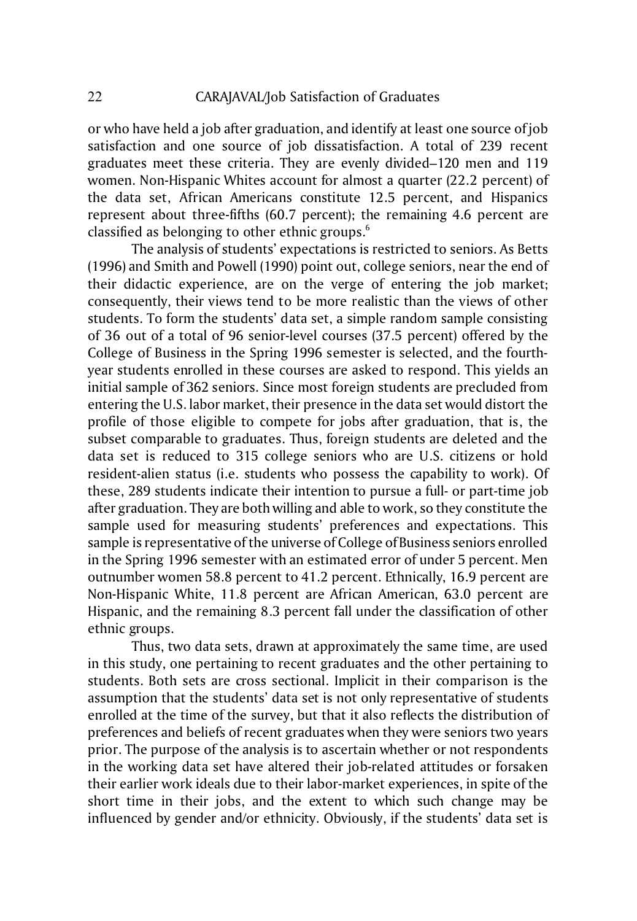or who have held a job after graduation, and identify at least one source of job satisfaction and one source of job dissatisfaction. A total of 239 recent graduates meet these criteria. They are evenly divided–120 men and 119 women. Non-Hispanic Whites account for almost a quarter (22.2 percent) of the data set, African Americans constitute 12.5 percent, and Hispanics represent about three-fifths (60.7 percent); the remaining 4.6 percent are classified as belonging to other ethnic groups.[6]

The analysis of students' expectations is restricted to seniors. As Betts (1996) and Smith and Powell (1990) point out, college seniors, near the end of their didactic experience, are on the verge of entering the job market; consequently, their views tend to be more realistic than the views of other students. To form the students' data set, a simple random sample consisting of 36 out of a total of 96 senior-level courses (37.5 percent) offered by the College of Business in the Spring 1996 semester is selected, and the fourth-year students enrolled in these courses are asked to respond. This yields an initial sample of 362 seniors. Since most foreign students are precluded from entering the U.S. labor market, their presence in the data set would distort the profile of those eligible to compete for jobs after graduation, that is, the subset comparable to graduates. Thus, foreign students are deleted and the data set is reduced to 315 college seniors who are U.S. citizens or hold resident-alien status (i.e. students who possess the capability to work). Of these, 289 students indicate their intention to pursue a full- or part-time job after graduation. They are both willing and able to work, so they constitute the sample used for measuring students' preferences and expectations. This sample is representative of the universe of College of Business seniors enrolled in the Spring 1996 semester with an estimated error of under 5 percent. Men outnumber women 58.8 percent to 41.2 percent. Ethnically, 16.9 percent are Non-Hispanic White, 11.8 percent are African American, 63.0 percent are Hispanic, and the remaining 8.3 percent fall under the classification of other ethnic groups.

Thus, two data sets, drawn at approximately the same time, are used in this study, one pertaining to recent graduates and the other pertaining to students. Both sets are cross sectional. Implicit in their comparison is the assumption that the students' data set is not only representative of students enrolled at the time of the survey, but that it also reflects the distribution of preferences and beliefs of recent graduates when they were seniors two years prior. The purpose of the analysis is to ascertain whether or not respondents in the working data set have altered their job-related attitudes or forsaken their earlier work ideals due to their labor-market experiences, in spite of the short time in their jobs, and the extent to which such change may be influenced by gender and/or ethnicity. Obviously, if the students' data set is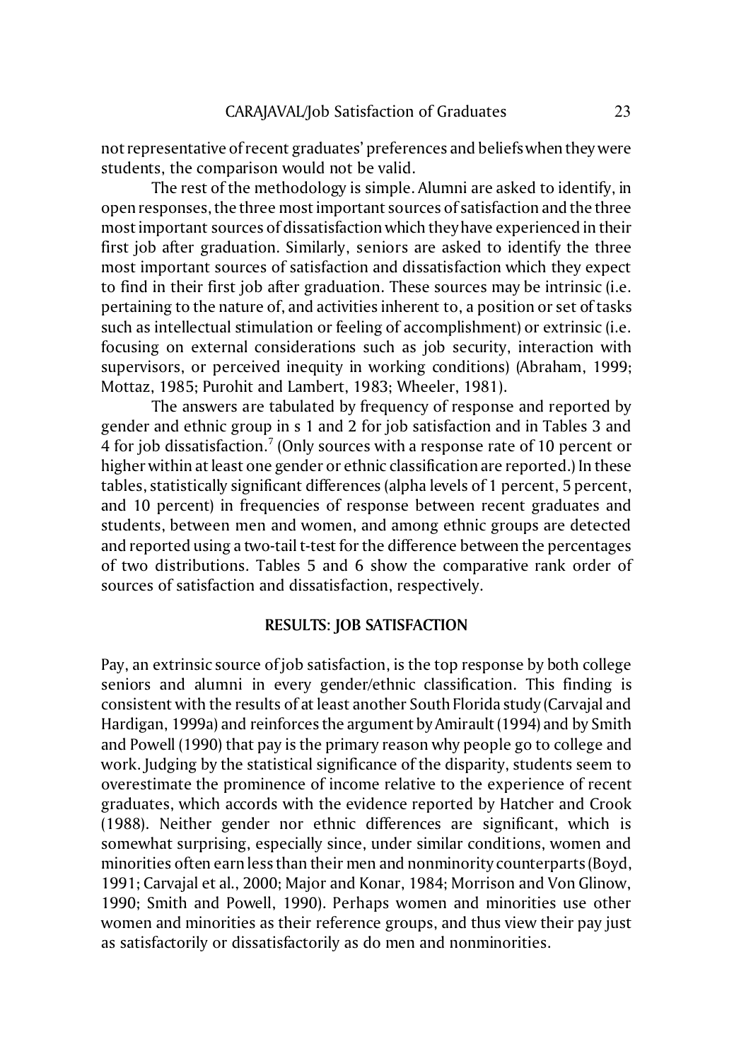not representative of recent graduates' preferences and beliefs when they were students, the comparison would not be valid.

The rest of the methodology is simple. Alumni are asked to identify, in open responses, the three most important sources of satisfaction and the three most important sources of dissatisfaction which they have experienced in their first job after graduation. Similarly, seniors are asked to identify the three most important sources of satisfaction and dissatisfaction which they expect to find in their first job after graduation. These sources may be intrinsic (i.e. pertaining to the nature of, and activities inherent to, a position or set of tasks such as intellectual stimulation or feeling of accomplishment) or extrinsic (i.e. focusing on external considerations such as job security, interaction with supervisors, or perceived inequity in working conditions) (Abraham, 1999; Mottaz, 1985; Purohit and Lambert, 1983; Wheeler, 1981).

The answers are tabulated by frequency of response and reported by gender and ethnic group in s 1 and 2 for job satisfaction and in Tables 3 and 4 for job dissatisfaction.[7] (Only sources with a response rate of 10 percent or higher within at least one gender or ethnic classification are reported.) In these tables, statistically significant differences (alpha levels of 1 percent, 5 percent, and 10 percent) in frequencies of response between recent graduates and students, between men and women, and among ethnic groups are detected and reported using a two-tail t-test for the difference between the percentages of two distributions. Tables 5 and 6 show the comparative rank order of sources of satisfaction and dissatisfaction, respectively.

## RESULTS: JOB SATISFACTION

Pay, an extrinsic source of job satisfaction, is the top response by both college seniors and alumni in every gender/ethnic classification. This finding is consistent with the results of at least another South Florida study (Carvajal and Hardigan, 1999a) and reinforces the argument by Amirault (1994) and by Smith and Powell (1990) that pay is the primary reason why people go to college and work. Judging by the statistical significance of the disparity, students seem to overestimate the prominence of income relative to the experience of recent graduates, which accords with the evidence reported by Hatcher and Crook (1988). Neither gender nor ethnic differences are significant, which is somewhat surprising, especially since, under similar conditions, women and minorities often earn less than their men and nonminority counterparts (Boyd, 1991; Carvajal et al., 2000; Major and Konar, 1984; Morrison and Von Glinow, 1990; Smith and Powell, 1990). Perhaps women and minorities use other women and minorities as their reference groups, and thus view their pay just as satisfactorily or dissatisfactorily as do men and nonminorities.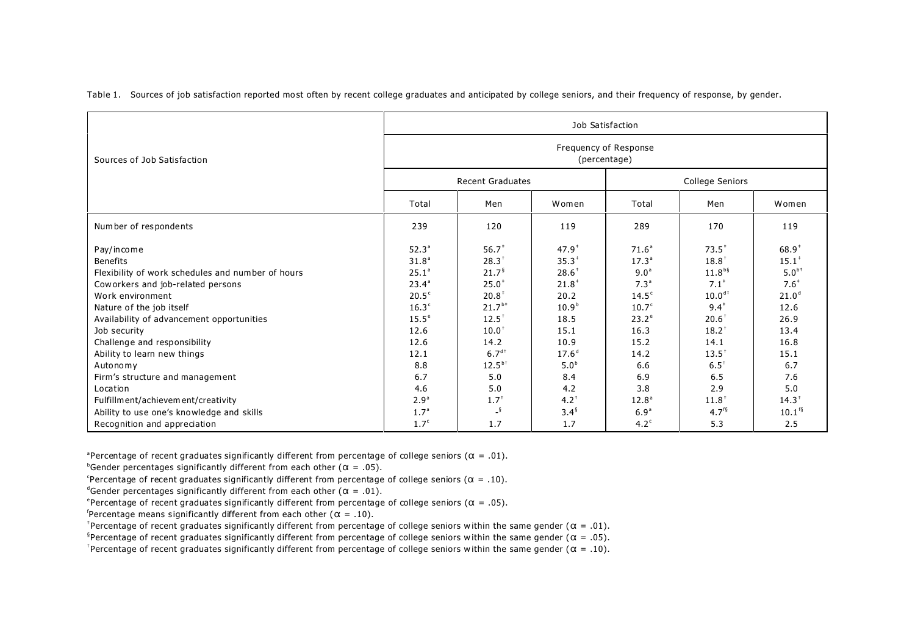Table 1. Sources of job satisfaction reported most often by recent college graduates and anticipated by college seniors, and their frequency of response, by gender.

| Sources of Job Satisfaction | Job Satisfaction | | | | | |
|---|---|---|---|---|---|---|
| | Frequency of Response (percentage) | | | | | |
| | Recent Graduates | | | College Seniors | | |
| | Total | Men | Women | Total | Men | Women |
| Number of respondents | 239 | 120 | 119 | 289 | 170 | 119 |
| Pay/income | 52.3[a] | 56.7[‡] | 47.9[‡] | 71.6[a] | 73.5[‡] | 68.9[‡] |
| Benefits | 31.8[a] | 28.3[†] | 35.3[‡] | 17.3[a] | 18.8[†] | 15.1[‡] |
| Flexibility of work schedules and number of hours | 25.1[a] | 21.7[§] | 28.6[‡] | 9.0[a] | 11.8[b§] | 5.0[b‡] |
| Coworkers and job-related persons | 23.4[a] | 25.0[‡] | 21.8[†] | 7.3[a] | 7.1[‡] | 7.6[†] |
| Work environment | 20.5[c] | 20.8[‡] | 20.2 | 14.5[c] | 10.0[d‡] | 21.0[d] |
| Nature of the job itself | 16.3[c] | 21.7[b‡] | 10.9[b] | 10.7[c] | 9.4[‡] | 12.6 |
| Availability of advancement opportunities | 15.5[e] | 12.5[†] | 18.5 | 23.2[e] | 20.6[†] | 26.9 |
| Job security | 12.6 | 10.0[†] | 15.1 | 16.3 | 18.2[†] | 13.4 |
| Challenge and responsibility | 12.6 | 14.2 | 10.9 | 15.2 | 14.1 | 16.8 |
| Ability to learn new things | 12.1 | 6.7[d†] | 17.6[d] | 14.2 | 13.5[†] | 15.1 |
| Autonomy | 8.8 | 12.5[b†] | 5.0[b] | 6.6 | 6.5[†] | 6.7 |
| Firm's structure and management | 6.7 | 5.0 | 8.4 | 6.9 | 6.5 | 7.6 |
| Location | 4.6 | 5.0 | 4.2 | 3.8 | 2.9 | 5.0 |
| Fulfillment/achievement/creativity | 2.9[a] | 1.7[‡] | 4.2[‡] | 12.8[a] | 11.8[‡] | 14.3[‡] |
| Ability to use one's knowledge and skills | 1.7[a] | -[§] | 3.4[§] | 6.9[a] | 4.7[f§] | 10.1[f§] |
| Recognition and appreciation | 1.7[c] | 1.7 | 1.7 | 4.2[c] | 5.3 | 2.5 |

[a]Percentage of recent graduates significantly different from percentage of college seniors ($\alpha$ = .01).
[b]Gender percentages significantly different from each other ($\alpha$ = .05).
[c]Percentage of recent graduates significantly different from percentage of college seniors ($\alpha$ = .10).
[d]Gender percentages significantly different from each other ($\alpha$ = .01).
[e]Percentage of recent graduates significantly different from percentage of college seniors ($\alpha$ = .05).
[f]Percentage means significantly different from each other ($\alpha$ = .10).
[‡]Percentage of recent graduates significantly different from percentage of college seniors within the same gender ($\alpha$ = .01).
[§]Percentage of recent graduates significantly different from percentage of college seniors within the same gender ($\alpha$ = .05).
[†]Percentage of recent graduates significantly different from percentage of college seniors within the same gender ($\alpha$ = .10).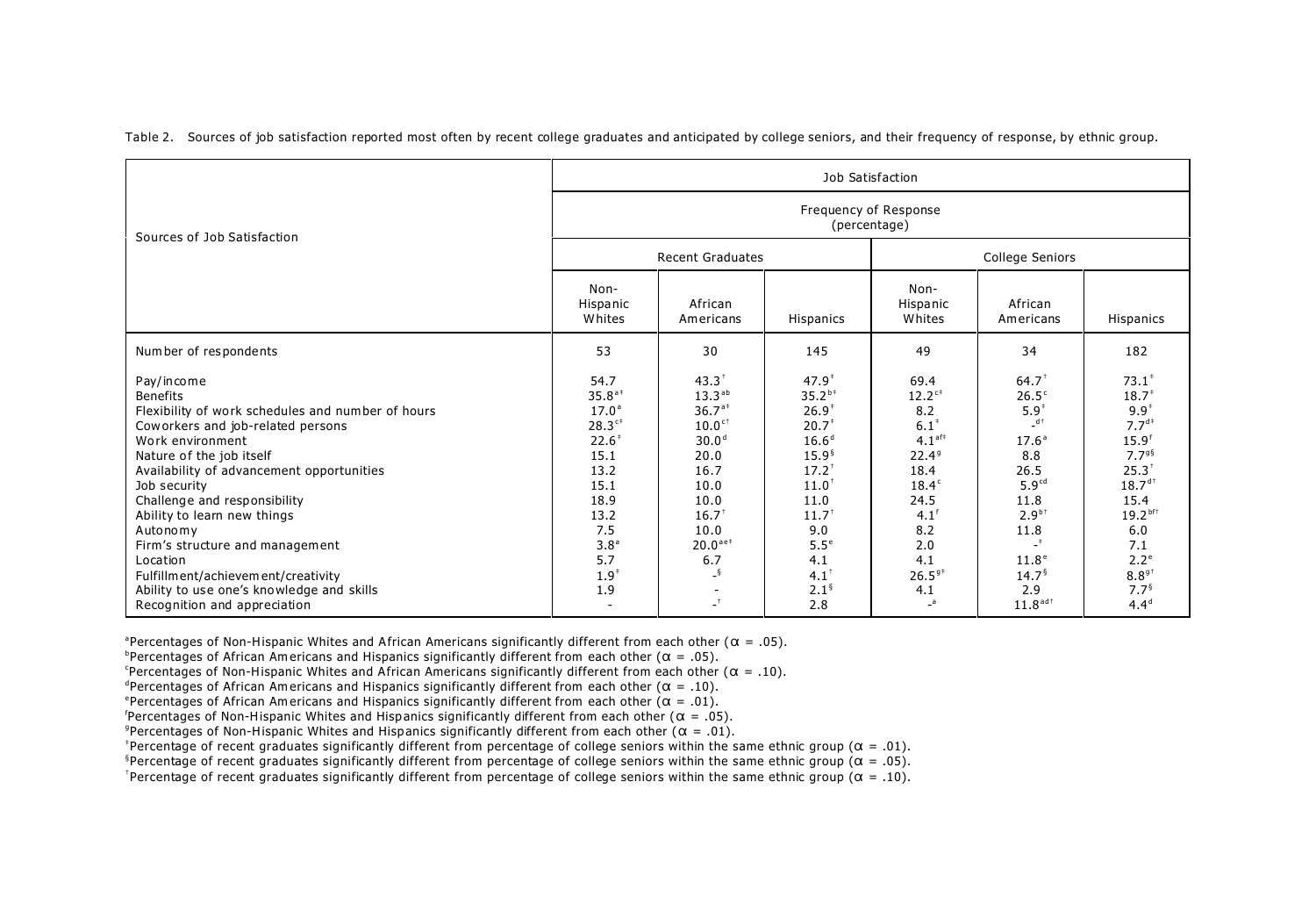Table 2. Sources of job satisfaction reported most often by recent college graduates and anticipated by college seniors, and their frequency of response, by ethnic group.

| Sources of Job Satisfaction | Job Satisfaction | | | | | |
|---|---|---|---|---|---|---|
| | Frequency of Response (percentage) | | | | | |
| | Recent Graduates | | | College Seniors | | |
| | Non-Hispanic Whites | African Americans | Hispanics | Non-Hispanic Whites | African Americans | Hispanics |
| Number of respondents | 53 | 30 | 145 | 49 | 34 | 182 |
| Pay/income | 54.7 | 43.3[†] | 47.9[†] | 69.4 | 64.7[†] | 73.1[‡] |
| Benefits | 35.8[a‡] | 13.3[ab] | 35.2[b‡] | 12.2[c‡] | 26.5[c] | 18.7[‡] |
| Flexibility of work schedules and number of hours | 17.0[a] | 36.7[a‡] | 26.9[†] | 8.2 | 5.9[‡] | 9.9[†] |
| Coworkers and job-related persons | 28.3[c‡] | 10.0[c†] | 20.7[‡] | 6.1[‡] | -[d†] | 7.7[d‡] |
| Work environment | 22.6[‡] | 30.0[d] | 16.6[d] | 4.1[af‡] | 17.6[a] | 15.9[f] |
| Nature of the job itself | 15.1 | 20.0 | 15.9[§] | 22.4[g] | 8.8 | 7.7[g§] |
| Availability of advancement opportunities | 13.2 | 16.7 | 17.2[†] | 18.4 | 26.5 | 25.3[†] |
| Job security | 15.1 | 10.0 | 11.0[†] | 18.4[c] | 5.9[cd] | 18.7[d†] |
| Challenge and responsibility | 18.9 | 10.0 | 11.0 | 24.5 | 11.8 | 15.4 |
| Ability to learn new things | 13.2 | 16.7[†] | 11.7[†] | 4.1[f] | 2.9[b†] | 19.2[bf†] |
| Autonomy | 7.5 | 10.0 | 9.0 | 8.2 | 11.8 | 6.0 |
| Firm's structure and management | 3.8[a] | 20.0[ae‡] | 5.5[e] | 2.0 | -[‡] | 7.1 |
| Location | 5.7 | 6.7 | 4.1 | 4.1 | 11.8[e] | 2.2[e] |
| Fulfillment/achievement/creativity | 1.9[‡] | -[§] | 4.1[†] | 26.5[g‡] | 14.7[§] | 8.8[g†] |
| Ability to use one's knowledge and skills | 1.9 | - | 2.1[§] | 4.1 | 2.9 | 7.7[§] |
| Recognition and appreciation | - | -[†] | 2.8 | -[a] | 11.8[ad†] | 4.4[d] |

[a]Percentages of Non-Hispanic Whites and African Americans significantly different from each other ($\alpha$ = .05).
[b]Percentages of African Americans and Hispanics significantly different from each other ($\alpha$ = .05).
[c]Percentages of Non-Hispanic Whites and African Americans significantly different from each other ($\alpha$ = .10).
[d]Percentages of African Americans and Hispanics significantly different from each other ($\alpha$ = .10).
[e]Percentages of African Americans and Hispanics significantly different from each other ($\alpha$ = .01).
[f]Percentages of Non-Hispanic Whites and Hispanics significantly different from each other ($\alpha$ = .05).
[g]Percentages of Non-Hispanic Whites and Hispanics significantly different from each other ($\alpha$ = .01).
[‡]Percentage of recent graduates significantly different from percentage of college seniors within the same ethnic group ($\alpha$ = .01).
[§]Percentage of recent graduates significantly different from percentage of college seniors within the same ethnic group ($\alpha$ = .05).
[†]Percentage of recent graduates significantly different from percentage of college seniors within the same ethnic group ($\alpha$ = .10).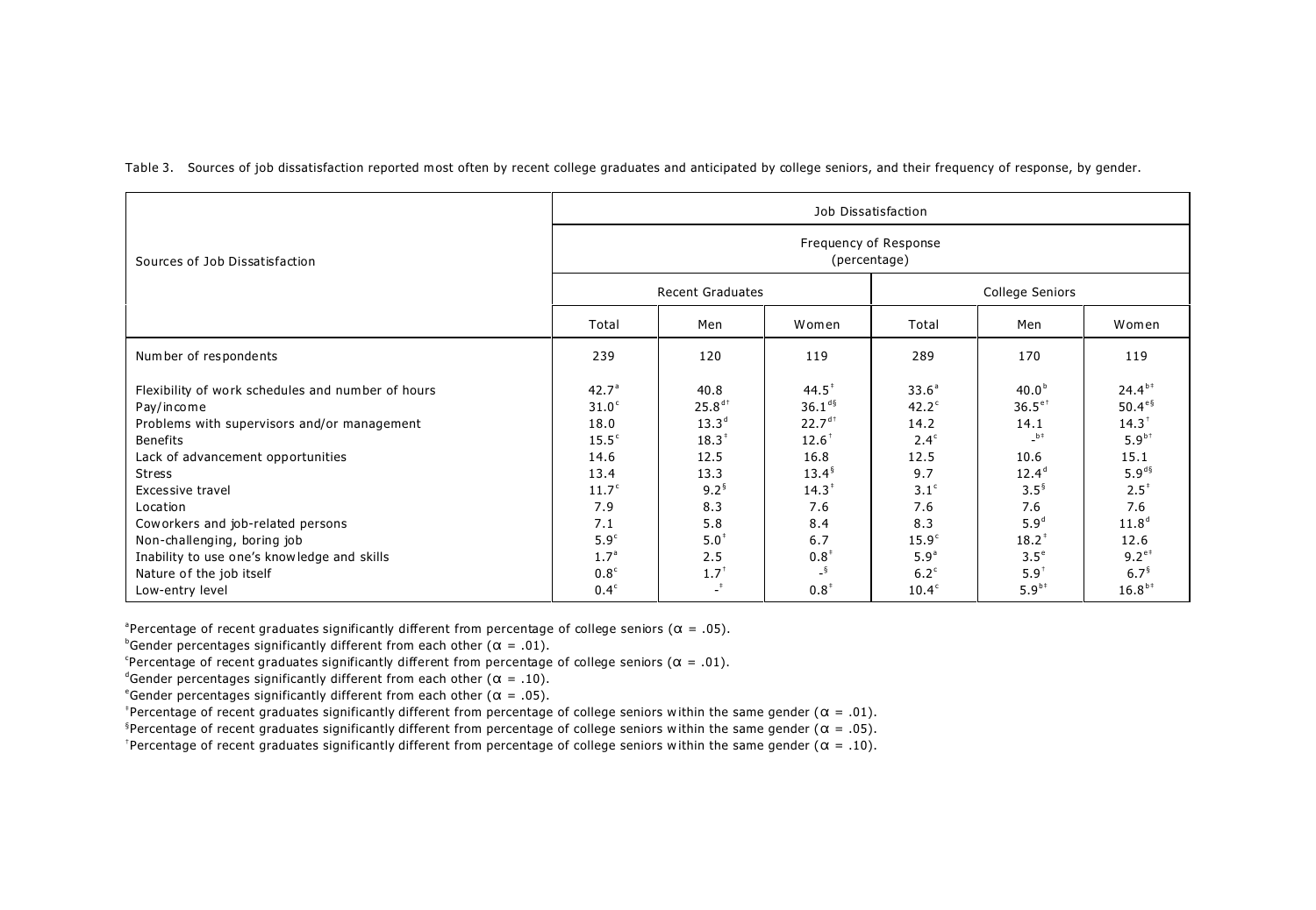Table 3. Sources of job dissatisfaction reported most often by recent college graduates and anticipated by college seniors, and their frequency of response, by gender.

| Sources of Job Dissatisfaction | Job Dissatisfaction | | | | | |
|---|---|---|---|---|---|---|
| | Frequency of Response (percentage) | | | | | |
| | Recent Graduates | | | College Seniors | | |
| | Total | Men | Women | Total | Men | Women |
| Number of respondents | 239 | 120 | 119 | 289 | 170 | 119 |
| Flexibility of work schedules and number of hours | 42.7[a] | 40.8 | 44.5[‡] | 33.6[a] | 40.0[b] | 24.4[b‡] |
| Pay/income | 31.0[c] | 25.8[d†] | 36.1[d§] | 42.2[c] | 36.5[e†] | 50.4[e§] |
| Problems with supervisors and/or management | 18.0 | 13.3[d] | 22.7[d†] | 14.2 | 14.1 | 14.3[†] |
| Benefits | 15.5[c] | 18.3[‡] | 12.6[†] | 2.4[c] | -[b‡] | 5.9[b†] |
| Lack of advancement opportunities | 14.6 | 12.5 | 16.8 | 12.5 | 10.6 | 15.1 |
| Stress | 13.4 | 13.3 | 13.4[§] | 9.7 | 12.4[d] | 5.9[d§] |
| Excessive travel | 11.7[c] | 9.2[§] | 14.3[‡] | 3.1[c] | 3.5[§] | 2.5[‡] |
| Location | 7.9 | 8.3 | 7.6 | 7.6 | 7.6 | 7.6 |
| Coworkers and job-related persons | 7.1 | 5.8 | 8.4 | 8.3 | 5.9[d] | 11.8[d] |
| Non-challenging, boring job | 5.9[c] | 5.0[‡] | 6.7 | 15.9[c] | 18.2[‡] | 12.6 |
| Inability to use one's knowledge and skills | 1.7[a] | 2.5 | 0.8[‡] | 5.9[a] | 3.5[e] | 9.2[e‡] |
| Nature of the job itself | 0.8[c] | 1.7[†] | -[§] | 6.2[c] | 5.9[†] | 6.7[§] |
| Low-entry level | 0.4[c] | -[‡] | 0.8[‡] | 10.4[c] | 5.9[b‡] | 16.8[b‡] |

[a]Percentage of recent graduates significantly different from percentage of college seniors ($\alpha$ = .05).
[b]Gender percentages significantly different from each other ($\alpha$ = .01).
[c]Percentage of recent graduates significantly different from percentage of college seniors ($\alpha$ = .01).
[d]Gender percentages significantly different from each other ($\alpha$ = .10).
[e]Gender percentages significantly different from each other ($\alpha$ = .05).
[‡]Percentage of recent graduates significantly different from percentage of college seniors within the same gender ($\alpha$ = .01).
[§]Percentage of recent graduates significantly different from percentage of college seniors within the same gender ($\alpha$ = .05).
[†]Percentage of recent graduates significantly different from percentage of college seniors within the same gender ($\alpha$ = .10).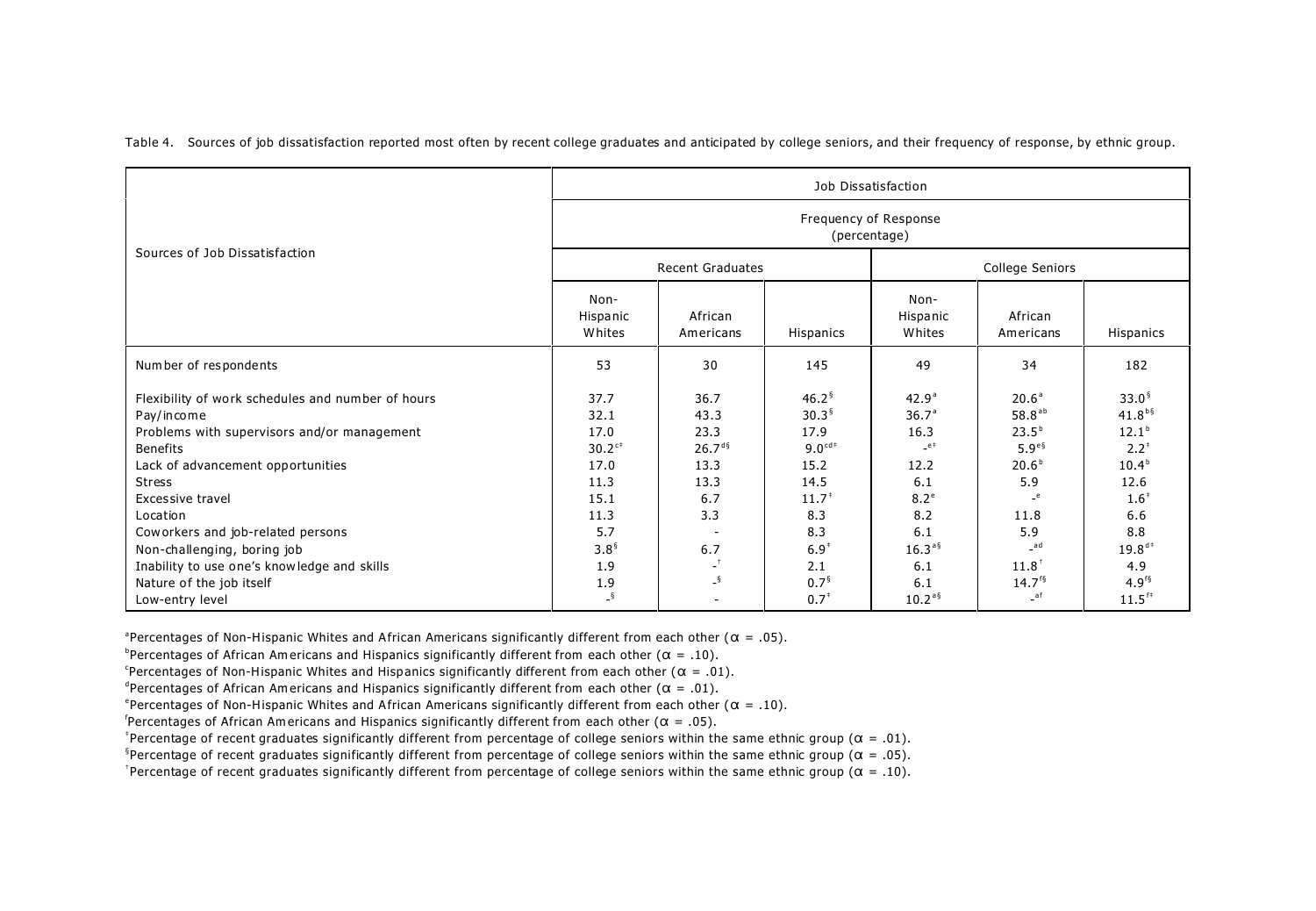Table 4. Sources of job dissatisfaction reported most often by recent college graduates and anticipated by college seniors, and their frequency of response, by ethnic group.

| Sources of Job Dissatisfaction | Job Dissatisfaction | | | | | |
|---|---|---|---|---|---|---|
| | Frequency of Response (percentage) | | | | | |
| | Recent Graduates | | | College Seniors | | |
| | Non-Hispanic Whites | African Americans | Hispanics | Non-Hispanic Whites | African Americans | Hispanics |
| Number of respondents | 53 | 30 | 145 | 49 | 34 | 182 |
| Flexibility of work schedules and number of hours | 37.7 | 36.7 | 46.2[§] | 42.9[a] | 20.6[a] | 33.0[§] |
| Pay/income | 32.1 | 43.3 | 30.3[§] | 36.7[a] | 58.8[ab] | 41.8[b§] |
| Problems with supervisors and/or management | 17.0 | 23.3 | 17.9 | 16.3 | 23.5[b] | 12.1[b] |
| Benefits | 30.2[c‡] | 26.7[d§] | 9.0[cd‡] | -[e‡] | 5.9[e§] | 2.2[‡] |
| Lack of advancement opportunities | 17.0 | 13.3 | 15.2 | 12.2 | 20.6[b] | 10.4[b] |
| Stress | 11.3 | 13.3 | 14.5 | 6.1 | 5.9 | 12.6 |
| Excessive travel | 15.1 | 6.7 | 11.7[‡] | 8.2[e] | -[e] | 1.6[‡] |
| Location | 11.3 | 3.3 | 8.3 | 8.2 | 11.8 | 6.6 |
| Coworkers and job-related persons | 5.7 | - | 8.3 | 6.1 | 5.9 | 8.8 |
| Non-challenging, boring job | 3.8[§] | 6.7 | 6.9[‡] | 16.3[a§] | -[ad] | 19.8[d‡] |
| Inability to use one's knowledge and skills | 1.9 | -[†] | 2.1 | 6.1 | 11.8[†] | 4.9 |
| Nature of the job itself | 1.9 | -[§] | 0.7[§] | 6.1 | 14.7[f§] | 4.9[f§] |
| Low-entry level | -[§] | - | 0.7[‡] | 10.2[a§] | -[af] | 11.5[f‡] |

[a]Percentages of Non-Hispanic Whites and African Americans significantly different from each other ($\alpha = .05$).
[b]Percentages of African Americans and Hispanics significantly different from each other ($\alpha = .10$).
[c]Percentages of Non-Hispanic Whites and Hispanics significantly different from each other ($\alpha = .01$).
[d]Percentages of African Americans and Hispanics significantly different from each other ($\alpha = .01$).
[e]Percentages of Non-Hispanic Whites and African Americans significantly different from each other ($\alpha = .10$).
[f]Percentages of African Americans and Hispanics significantly different from each other ($\alpha = .05$).
[‡]Percentage of recent graduates significantly different from percentage of college seniors within the same ethnic group ($\alpha = .01$).
[§]Percentage of recent graduates significantly different from percentage of college seniors within the same ethnic group ($\alpha = .05$).
[†]Percentage of recent graduates significantly different from percentage of college seniors within the same ethnic group ($\alpha = .10$).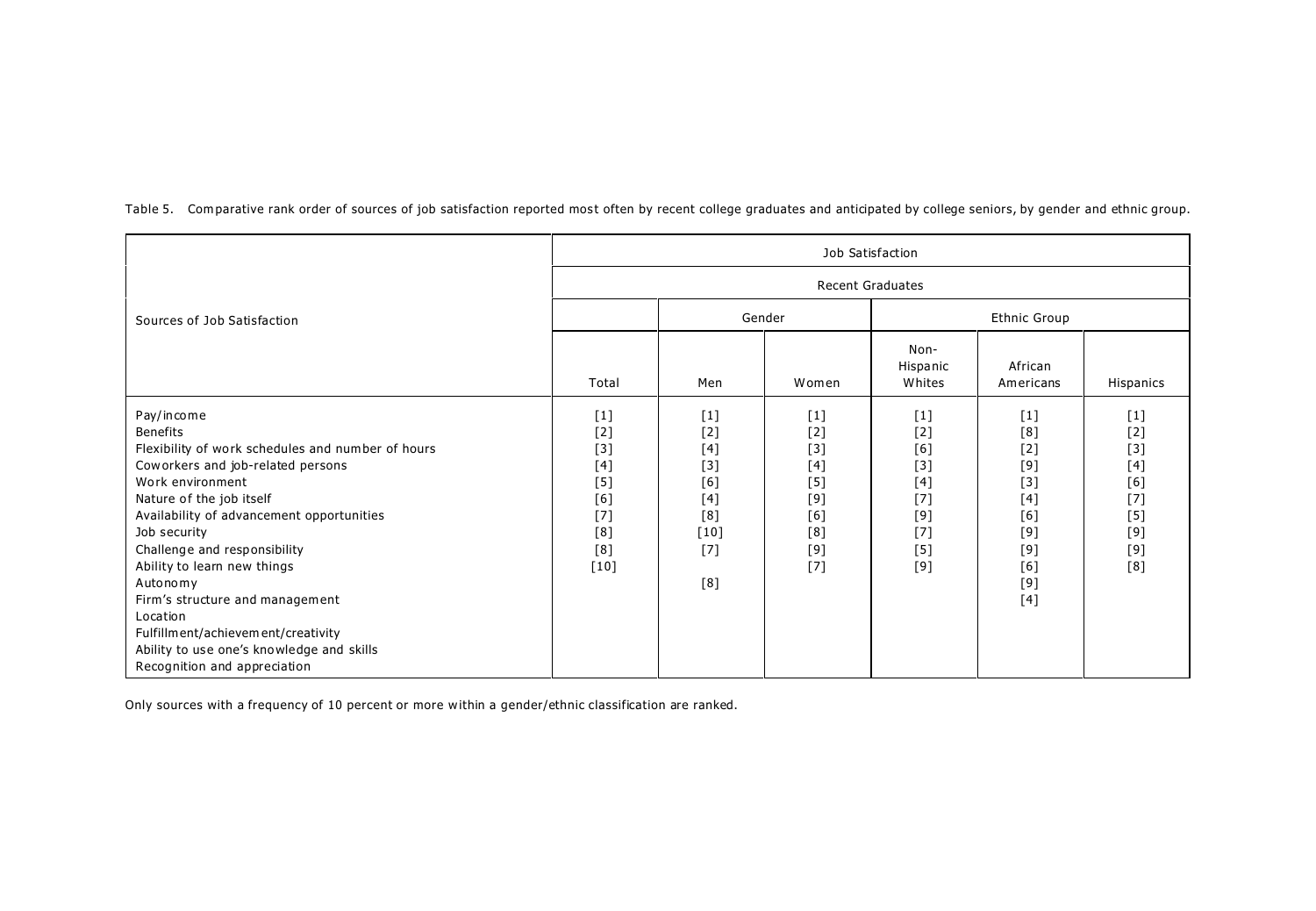Table 5. Comparative rank order of sources of job satisfaction reported most often by recent college graduates and anticipated by college seniors, by gender and ethnic group.

| Sources of Job Satisfaction | Job Satisfaction | | | | | |
|---|---|---|---|---|---|---|
| | Recent Graduates | | | | | |
| | | Gender | | Ethnic Group | | |
| | Total | Men | Women | Non-Hispanic Whites | African Americans | Hispanics |
| Pay/income | [1] | [1] | [1] | [1] | [1] | [1] |
| Benefits | [2] | [2] | [2] | [2] | [8] | [2] |
| Flexibility of work schedules and number of hours | [3] | [4] | [3] | [6] | [2] | [3] |
| Coworkers and job-related persons | [4] | [3] | [4] | [3] | [9] | [4] |
| Work environment | [5] | [6] | [5] | [4] | [3] | [6] |
| Nature of the job itself | [6] | [4] | [9] | [7] | [4] | [7] |
| Availability of advancement opportunities | [7] | [8] | [6] | [9] | [6] | [5] |
| Job security | [8] | [10] | [8] | [7] | [9] | [9] |
| Challenge and responsibility | [8] | [7] | [9] | [5] | [9] | [9] |
| Ability to learn new things | [10] | | [7] | [9] | [6] | [8] |
| Autonomy | | [8] | | | [9] | |
| Firm's structure and management | | | | | [4] | |
| Location | | | | | | |
| Fulfillment/achievement/creativity | | | | | | |
| Ability to use one's knowledge and skills | | | | | | |
| Recognition and appreciation | | | | | | |

Only sources with a frequency of 10 percent or more within a gender/ethnic classification are ranked.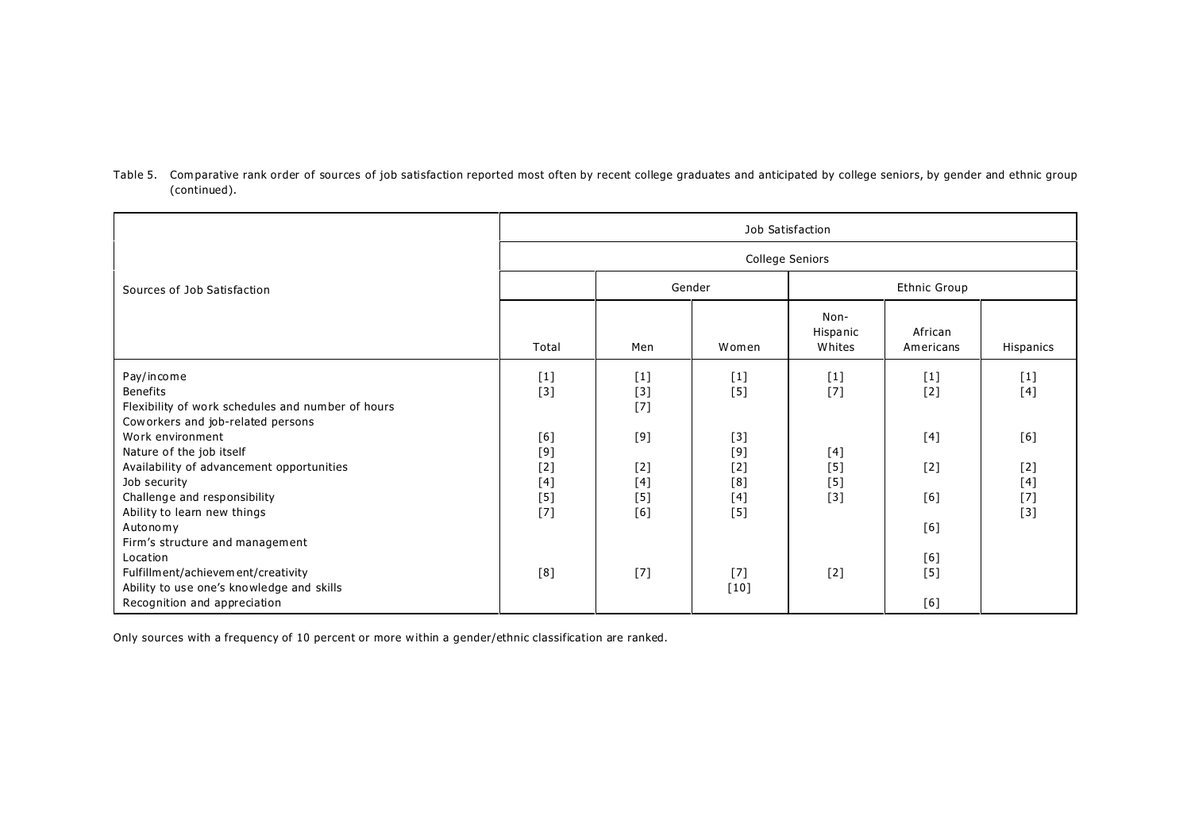Table 5. Comparative rank order of sources of job satisfaction reported most often by recent college graduates and anticipated by college seniors, by gender and ethnic group (continued).

| Sources of Job Satisfaction | Job Satisfaction | | | | | |
|---|---|---|---|---|---|---|
| | College Seniors | | | | | |
| | | Gender | | Ethnic Group | | |
| | Total | Men | Women | Non-Hispanic Whites | African Americans | Hispanics |
| Pay/income | [1] | [1] | [1] | [1] | [1] | [1] |
| Benefits | [3] | [3] | [5] | [7] | [2] | [4] |
| Flexibility of work schedules and number of hours | | [7] | | | | |
| Coworkers and job-related persons | | | | | | |
| Work environment | [6] | [9] | [3] | | [4] | [6] |
| Nature of the job itself | [9] | | [9] | [4] | | |
| Availability of advancement opportunities | [2] | [2] | [2] | [5] | [2] | [2] |
| Job security | [4] | [4] | [8] | [5] | | [4] |
| Challenge and responsibility | [5] | [5] | [4] | [3] | [6] | [7] |
| Ability to learn new things | [7] | [6] | [5] | | | [3] |
| Autonomy | | | | | [6] | |
| Firm's structure and management | | | | | | |
| Location | | | | | [6] | |
| Fulfillment/achievement/creativity | [8] | [7] | [7] | [2] | [5] | |
| Ability to use one's knowledge and skills | | | [10] | | | |
| Recognition and appreciation | | | | | [6] | |

Only sources with a frequency of 10 percent or more within a gender/ethnic classification are ranked.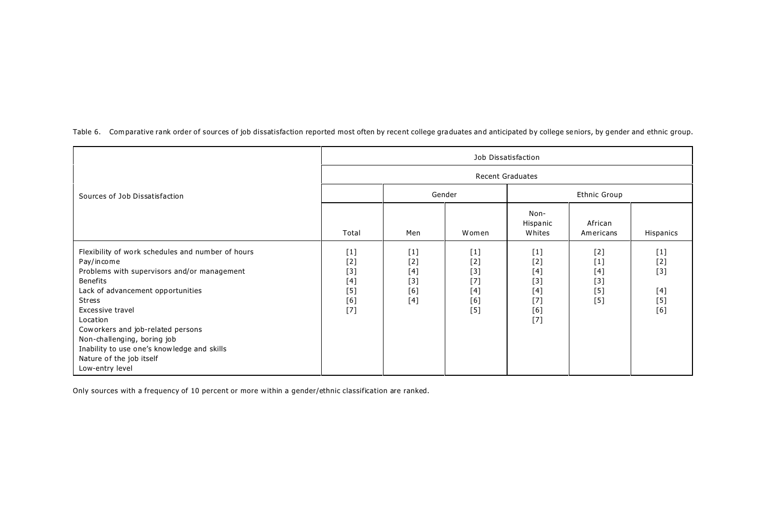Table 6. Comparative rank order of sources of job dissatisfaction reported most often by recent college graduates and anticipated by college seniors, by gender and ethnic group.

| Sources of Job Dissatisfaction | Job Dissatisfaction | | | | | |
|---|---|---|---|---|---|---|
| | Recent Graduates | | | | | |
| | | Gender | | Ethnic Group | | |
| | Total | Men | Women | Non-Hispanic Whites | African Americans | Hispanics |
| Flexibility of work schedules and number of hours | [1] | [1] | [1] | [1] | [2] | [1] |
| Pay/income | [2] | [2] | [2] | [2] | [1] | [2] |
| Problems with supervisors and/or management | [3] | [4] | [3] | [4] | [4] | [3] |
| Benefits | [4] | [3] | [7] | [3] | [3] | |
| Lack of advancement opportunities | [5] | [6] | [4] | [4] | [5] | [4] |
| Stress | [6] | [4] | [6] | [7] | [5] | [5] |
| Excessive travel | [7] | | [5] | [6] | | [6] |
| Location | | | | [7] | | |
| Coworkers and job-related persons | | | | | | |
| Non-challenging, boring job | | | | | | |
| Inability to use one's knowledge and skills | | | | | | |
| Nature of the job itself | | | | | | |
| Low-entry level | | | | | | |

Only sources with a frequency of 10 percent or more within a gender/ethnic classification are ranked.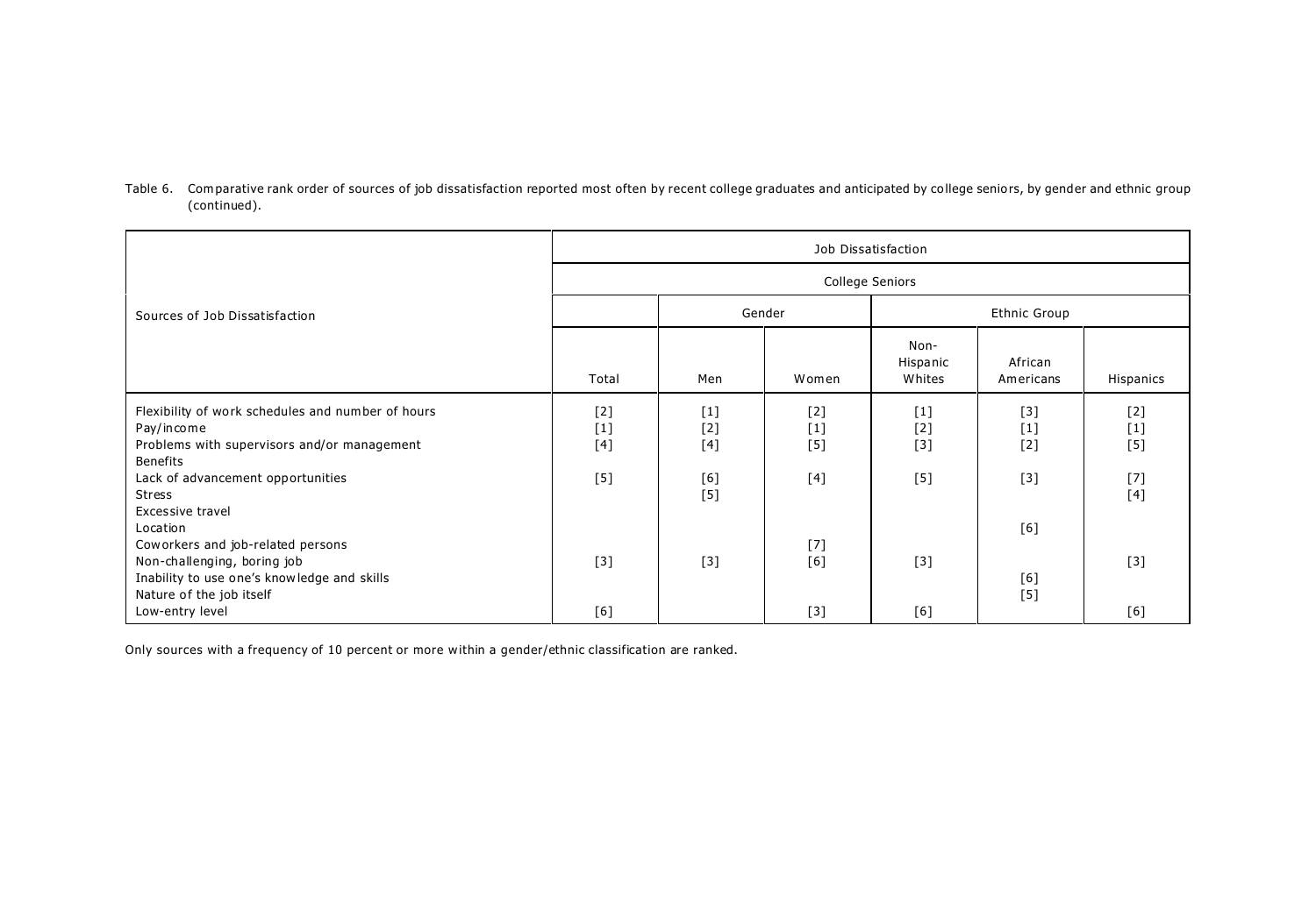Table 6. Comparative rank order of sources of job dissatisfaction reported most often by recent college graduates and anticipated by college seniors, by gender and ethnic group (continued).

| Sources of Job Dissatisfaction | Job Dissatisfaction | | | | | |
|---|---|---|---|---|---|---|
| | College Seniors | | | | | |
| | | Gender | | Ethnic Group | | |
| | Total | Men | Women | Non-Hispanic Whites | African Americans | Hispanics |
| Flexibility of work schedules and number of hours | [2] | [1] | [2] | [1] | [3] | [2] |
| Pay/income | [1] | [2] | [1] | [2] | [1] | [1] |
| Problems with supervisors and/or management | [4] | [4] | [5] | [3] | [2] | [5] |
| Benefits | | | | | | |
| Lack of advancement opportunities | [5] | [6] | [4] | [5] | [3] | [7] |
| Stress | | [5] | | | | [4] |
| Excessive travel | | | | | | |
| Location | | | | | [6] | |
| Coworkers and job-related persons | | | [7] | | | |
| Non-challenging, boring job | [3] | [3] | [6] | [3] | | [3] |
| Inability to use one's knowledge and skills | | | | | [6] | |
| Nature of the job itself | | | | | [5] | |
| Low-entry level | [6] | | [3] | [6] | | [6] |

Only sources with a frequency of 10 percent or more within a gender/ethnic classification are ranked.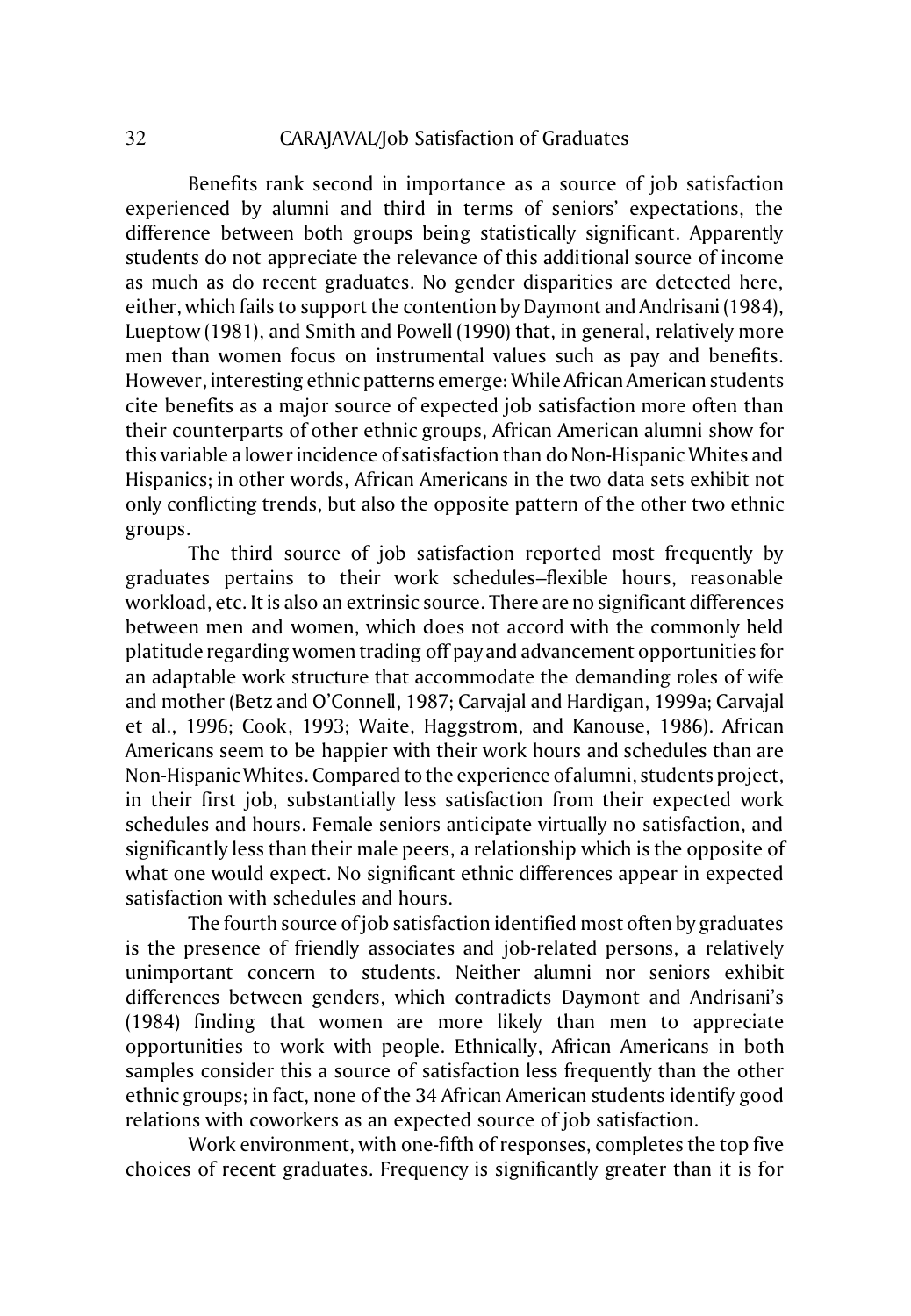Benefits rank second in importance as a source of job satisfaction experienced by alumni and third in terms of seniors' expectations, the difference between both groups being statistically significant. Apparently students do not appreciate the relevance of this additional source of income as much as do recent graduates. No gender disparities are detected here, either, which fails to support the contention by Daymont and Andrisani (1984), Lueptow (1981), and Smith and Powell (1990) that, in general, relatively more men than women focus on instrumental values such as pay and benefits. However, interesting ethnic patterns emerge: While African American students cite benefits as a major source of expected job satisfaction more often than their counterparts of other ethnic groups, African American alumni show for this variable a lower incidence of satisfaction than do Non-Hispanic Whites and Hispanics; in other words, African Americans in the two data sets exhibit not only conflicting trends, but also the opposite pattern of the other two ethnic groups.

The third source of job satisfaction reported most frequently by graduates pertains to their work schedules–flexible hours, reasonable workload, etc. It is also an extrinsic source. There are no significant differences between men and women, which does not accord with the commonly held platitude regarding women trading off pay and advancement opportunities for an adaptable work structure that accommodate the demanding roles of wife and mother (Betz and O'Connell, 1987; Carvajal and Hardigan, 1999a; Carvajal et al., 1996; Cook, 1993; Waite, Haggstrom, and Kanouse, 1986). African Americans seem to be happier with their work hours and schedules than are Non-Hispanic Whites. Compared to the experience of alumni, students project, in their first job, substantially less satisfaction from their expected work schedules and hours. Female seniors anticipate virtually no satisfaction, and significantly less than their male peers, a relationship which is the opposite of what one would expect. No significant ethnic differences appear in expected satisfaction with schedules and hours.

The fourth source of job satisfaction identified most often by graduates is the presence of friendly associates and job-related persons, a relatively unimportant concern to students. Neither alumni nor seniors exhibit differences between genders, which contradicts Daymont and Andrisani's (1984) finding that women are more likely than men to appreciate opportunities to work with people. Ethnically, African Americans in both samples consider this a source of satisfaction less frequently than the other ethnic groups; in fact, none of the 34 African American students identify good relations with coworkers as an expected source of job satisfaction.

Work environment, with one-fifth of responses, completes the top five choices of recent graduates. Frequency is significantly greater than it is for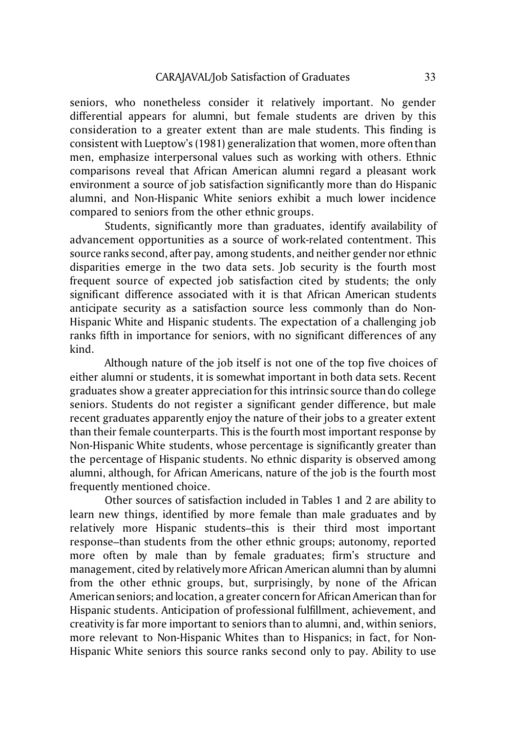seniors, who nonetheless consider it relatively important. No gender differential appears for alumni, but female students are driven by this consideration to a greater extent than are male students. This finding is consistent with Lueptow's (1981) generalization that women, more often than men, emphasize interpersonal values such as working with others. Ethnic comparisons reveal that African American alumni regard a pleasant work environment a source of job satisfaction significantly more than do Hispanic alumni, and Non-Hispanic White seniors exhibit a much lower incidence compared to seniors from the other ethnic groups.

Students, significantly more than graduates, identify availability of advancement opportunities as a source of work-related contentment. This source ranks second, after pay, among students, and neither gender nor ethnic disparities emerge in the two data sets. Job security is the fourth most frequent source of expected job satisfaction cited by students; the only significant difference associated with it is that African American students anticipate security as a satisfaction source less commonly than do Non-Hispanic White and Hispanic students. The expectation of a challenging job ranks fifth in importance for seniors, with no significant differences of any kind.

Although nature of the job itself is not one of the top five choices of either alumni or students, it is somewhat important in both data sets. Recent graduates show a greater appreciation for this intrinsic source than do college seniors. Students do not register a significant gender difference, but male recent graduates apparently enjoy the nature of their jobs to a greater extent than their female counterparts. This is the fourth most important response by Non-Hispanic White students, whose percentage is significantly greater than the percentage of Hispanic students. No ethnic disparity is observed among alumni, although, for African Americans, nature of the job is the fourth most frequently mentioned choice.

Other sources of satisfaction included in Tables 1 and 2 are ability to learn new things, identified by more female than male graduates and by relatively more Hispanic students–this is their third most important response–than students from the other ethnic groups; autonomy, reported more often by male than by female graduates; firm's structure and management, cited by relatively more African American alumni than by alumni from the other ethnic groups, but, surprisingly, by none of the African American seniors; and location, a greater concern for African American than for Hispanic students. Anticipation of professional fulfillment, achievement, and creativity is far more important to seniors than to alumni, and, within seniors, more relevant to Non-Hispanic Whites than to Hispanics; in fact, for Non-Hispanic White seniors this source ranks second only to pay. Ability to use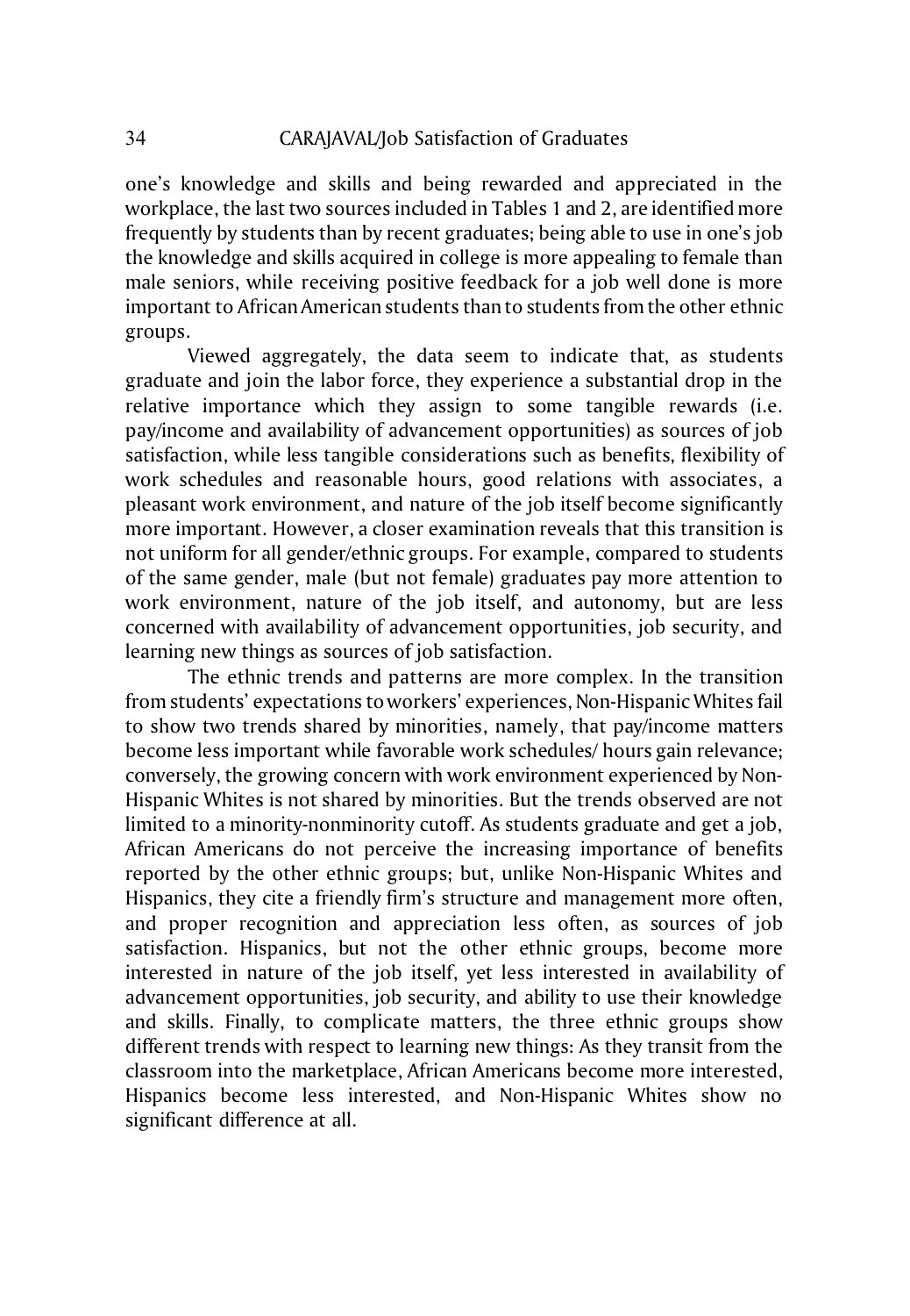one's knowledge and skills and being rewarded and appreciated in the workplace, the last two sources included in Tables 1 and 2, are identified more frequently by students than by recent graduates; being able to use in one's job the knowledge and skills acquired in college is more appealing to female than male seniors, while receiving positive feedback for a job well done is more important to African American students than to students from the other ethnic groups.

Viewed aggregately, the data seem to indicate that, as students graduate and join the labor force, they experience a substantial drop in the relative importance which they assign to some tangible rewards (i.e. pay/income and availability of advancement opportunities) as sources of job satisfaction, while less tangible considerations such as benefits, flexibility of work schedules and reasonable hours, good relations with associates, a pleasant work environment, and nature of the job itself become significantly more important. However, a closer examination reveals that this transition is not uniform for all gender/ethnic groups. For example, compared to students of the same gender, male (but not female) graduates pay more attention to work environment, nature of the job itself, and autonomy, but are less concerned with availability of advancement opportunities, job security, and learning new things as sources of job satisfaction.

The ethnic trends and patterns are more complex. In the transition from students' expectations to workers' experiences, Non-Hispanic Whites fail to show two trends shared by minorities, namely, that pay/income matters become less important while favorable work schedules/ hours gain relevance; conversely, the growing concern with work environment experienced by Non-Hispanic Whites is not shared by minorities. But the trends observed are not limited to a minority-nonminority cutoff. As students graduate and get a job, African Americans do not perceive the increasing importance of benefits reported by the other ethnic groups; but, unlike Non-Hispanic Whites and Hispanics, they cite a friendly firm's structure and management more often, and proper recognition and appreciation less often, as sources of job satisfaction. Hispanics, but not the other ethnic groups, become more interested in nature of the job itself, yet less interested in availability of advancement opportunities, job security, and ability to use their knowledge and skills. Finally, to complicate matters, the three ethnic groups show different trends with respect to learning new things: As they transit from the classroom into the marketplace, African Americans become more interested, Hispanics become less interested, and Non-Hispanic Whites show no significant difference at all.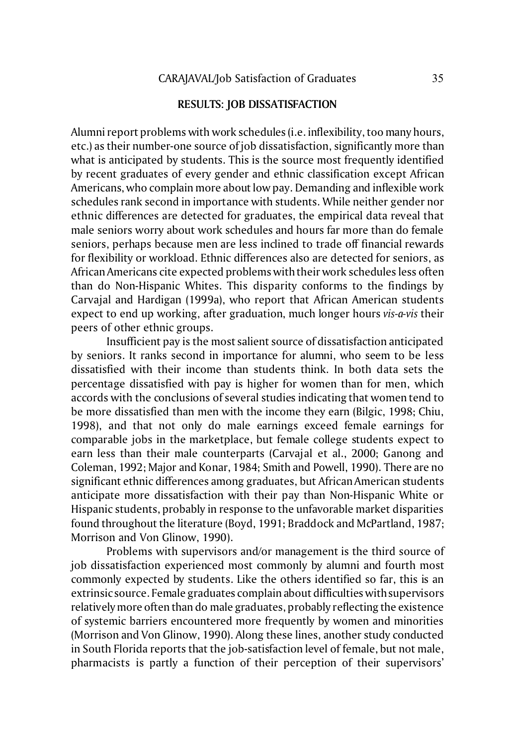## RESULTS: JOB DISSATISFACTION

Alumni report problems with work schedules (i.e. inflexibility, too many hours, etc.) as their number-one source of job dissatisfaction, significantly more than what is anticipated by students. This is the source most frequently identified by recent graduates of every gender and ethnic classification except African Americans, who complain more about low pay. Demanding and inflexible work schedules rank second in importance with students. While neither gender nor ethnic differences are detected for graduates, the empirical data reveal that male seniors worry about work schedules and hours far more than do female seniors, perhaps because men are less inclined to trade off financial rewards for flexibility or workload. Ethnic differences also are detected for seniors, as African Americans cite expected problems with their work schedules less often than do Non-Hispanic Whites. This disparity conforms to the findings by Carvajal and Hardigan (1999a), who report that African American students expect to end up working, after graduation, much longer hours *vis-a-vis* their peers of other ethnic groups.

Insufficient pay is the most salient source of dissatisfaction anticipated by seniors. It ranks second in importance for alumni, who seem to be less dissatisfied with their income than students think. In both data sets the percentage dissatisfied with pay is higher for women than for men, which accords with the conclusions of several studies indicating that women tend to be more dissatisfied than men with the income they earn (Bilgic, 1998; Chiu, 1998), and that not only do male earnings exceed female earnings for comparable jobs in the marketplace, but female college students expect to earn less than their male counterparts (Carvajal et al., 2000; Ganong and Coleman, 1992; Major and Konar, 1984; Smith and Powell, 1990). There are no significant ethnic differences among graduates, but African American students anticipate more dissatisfaction with their pay than Non-Hispanic White or Hispanic students, probably in response to the unfavorable market disparities found throughout the literature (Boyd, 1991; Braddock and McPartland, 1987; Morrison and Von Glinow, 1990).

Problems with supervisors and/or management is the third source of job dissatisfaction experienced most commonly by alumni and fourth most commonly expected by students. Like the others identified so far, this is an extrinsic source. Female graduates complain about difficulties with supervisors relatively more often than do male graduates, probably reflecting the existence of systemic barriers encountered more frequently by women and minorities (Morrison and Von Glinow, 1990). Along these lines, another study conducted in South Florida reports that the job-satisfaction level of female, but not male, pharmacists is partly a function of their perception of their supervisors'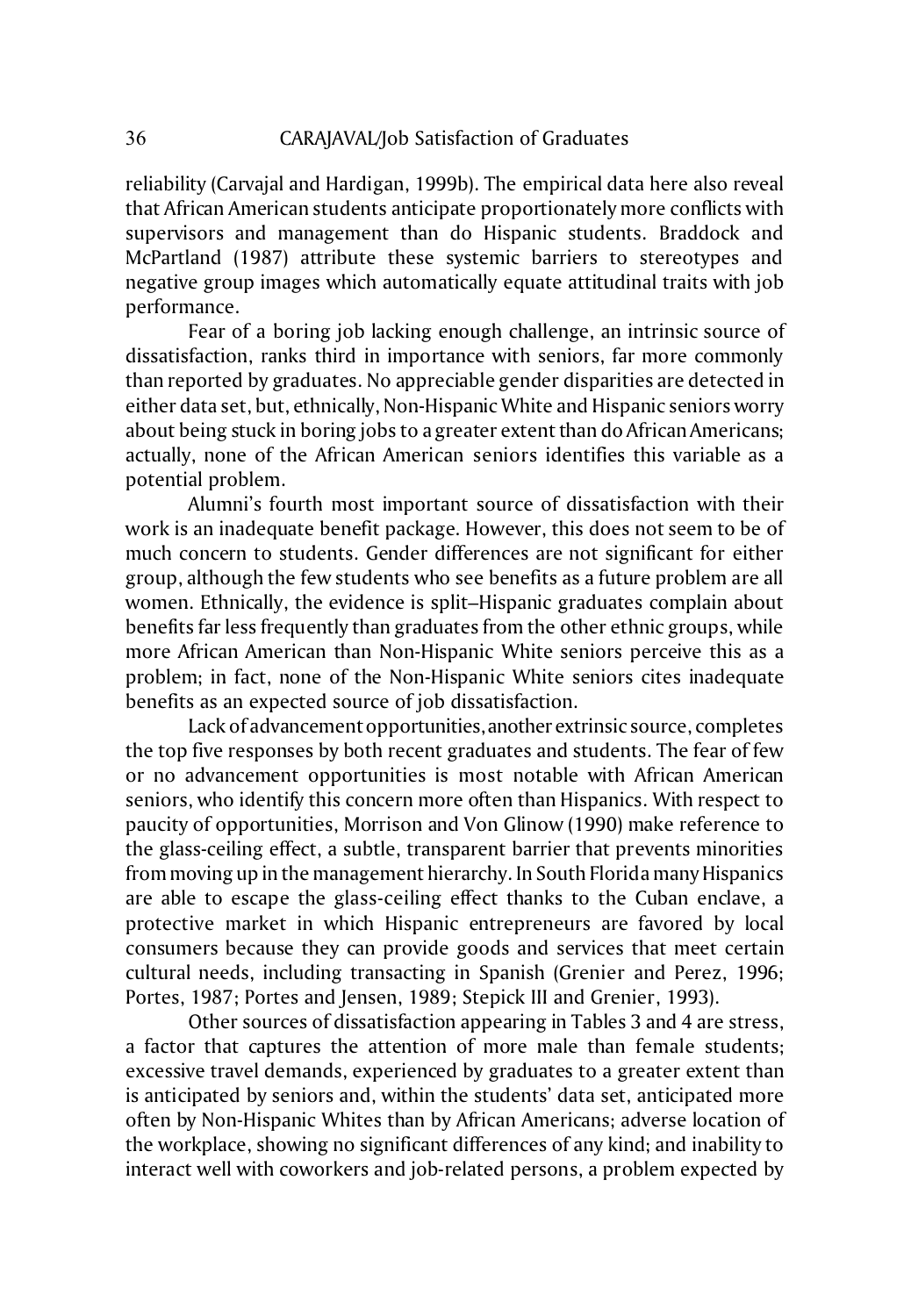reliability (Carvajal and Hardigan, 1999b). The empirical data here also reveal that African American students anticipate proportionately more conflicts with supervisors and management than do Hispanic students. Braddock and McPartland (1987) attribute these systemic barriers to stereotypes and negative group images which automatically equate attitudinal traits with job performance.

Fear of a boring job lacking enough challenge, an intrinsic source of dissatisfaction, ranks third in importance with seniors, far more commonly than reported by graduates. No appreciable gender disparities are detected in either data set, but, ethnically, Non-Hispanic White and Hispanic seniors worry about being stuck in boring jobs to a greater extent than do African Americans; actually, none of the African American seniors identifies this variable as a potential problem.

Alumni's fourth most important source of dissatisfaction with their work is an inadequate benefit package. However, this does not seem to be of much concern to students. Gender differences are not significant for either group, although the few students who see benefits as a future problem are all women. Ethnically, the evidence is split–Hispanic graduates complain about benefits far less frequently than graduates from the other ethnic groups, while more African American than Non-Hispanic White seniors perceive this as a problem; in fact, none of the Non-Hispanic White seniors cites inadequate benefits as an expected source of job dissatisfaction.

Lack of advancement opportunities, another extrinsic source, completes the top five responses by both recent graduates and students. The fear of few or no advancement opportunities is most notable with African American seniors, who identify this concern more often than Hispanics. With respect to paucity of opportunities, Morrison and Von Glinow (1990) make reference to the glass-ceiling effect, a subtle, transparent barrier that prevents minorities from moving up in the management hierarchy. In South Florida many Hispanics are able to escape the glass-ceiling effect thanks to the Cuban enclave, a protective market in which Hispanic entrepreneurs are favored by local consumers because they can provide goods and services that meet certain cultural needs, including transacting in Spanish (Grenier and Perez, 1996; Portes, 1987; Portes and Jensen, 1989; Stepick III and Grenier, 1993).

Other sources of dissatisfaction appearing in Tables 3 and 4 are stress, a factor that captures the attention of more male than female students; excessive travel demands, experienced by graduates to a greater extent than is anticipated by seniors and, within the students' data set, anticipated more often by Non-Hispanic Whites than by African Americans; adverse location of the workplace, showing no significant differences of any kind; and inability to interact well with coworkers and job-related persons, a problem expected by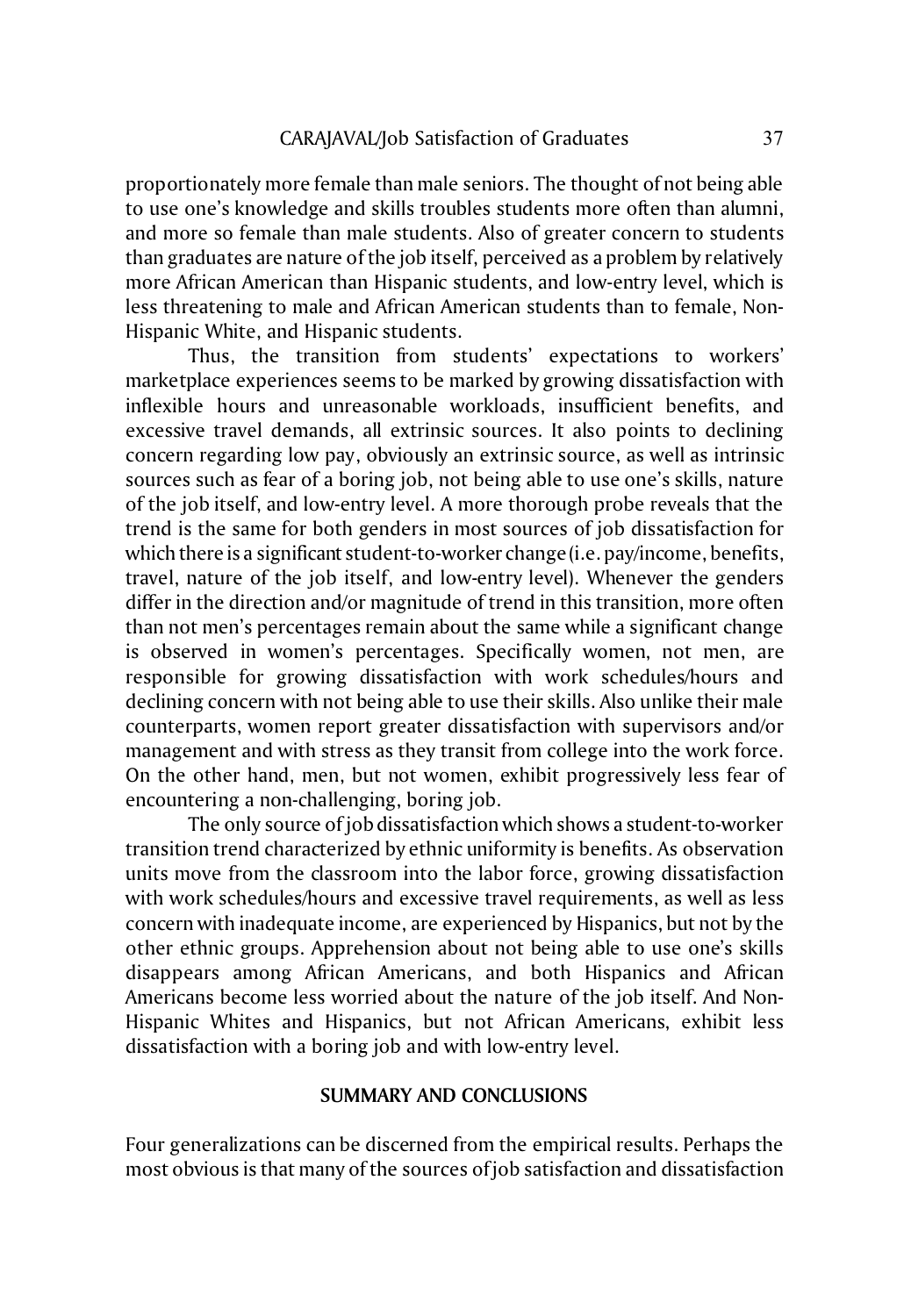proportionately more female than male seniors. The thought of not being able to use one's knowledge and skills troubles students more often than alumni, and more so female than male students. Also of greater concern to students than graduates are nature of the job itself, perceived as a problem by relatively more African American than Hispanic students, and low-entry level, which is less threatening to male and African American students than to female, Non-Hispanic White, and Hispanic students.

Thus, the transition from students' expectations to workers' marketplace experiences seems to be marked by growing dissatisfaction with inflexible hours and unreasonable workloads, insufficient benefits, and excessive travel demands, all extrinsic sources. It also points to declining concern regarding low pay, obviously an extrinsic source, as well as intrinsic sources such as fear of a boring job, not being able to use one's skills, nature of the job itself, and low-entry level. A more thorough probe reveals that the trend is the same for both genders in most sources of job dissatisfaction for which there is a significant student-to-worker change (i.e. pay/income, benefits, travel, nature of the job itself, and low-entry level). Whenever the genders differ in the direction and/or magnitude of trend in this transition, more often than not men's percentages remain about the same while a significant change is observed in women's percentages. Specifically women, not men, are responsible for growing dissatisfaction with work schedules/hours and declining concern with not being able to use their skills. Also unlike their male counterparts, women report greater dissatisfaction with supervisors and/or management and with stress as they transit from college into the work force. On the other hand, men, but not women, exhibit progressively less fear of encountering a non-challenging, boring job.

The only source of job dissatisfaction which shows a student-to-worker transition trend characterized by ethnic uniformity is benefits. As observation units move from the classroom into the labor force, growing dissatisfaction with work schedules/hours and excessive travel requirements, as well as less concern with inadequate income, are experienced by Hispanics, but not by the other ethnic groups. Apprehension about not being able to use one's skills disappears among African Americans, and both Hispanics and African Americans become less worried about the nature of the job itself. And Non-Hispanic Whites and Hispanics, but not African Americans, exhibit less dissatisfaction with a boring job and with low-entry level.

## SUMMARY AND CONCLUSIONS

Four generalizations can be discerned from the empirical results. Perhaps the most obvious is that many of the sources of job satisfaction and dissatisfaction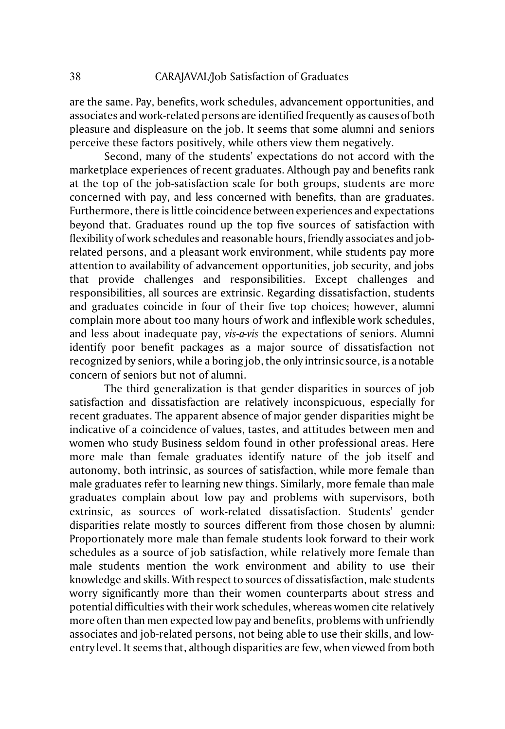are the same. Pay, benefits, work schedules, advancement opportunities, and associates and work-related persons are identified frequently as causes of both pleasure and displeasure on the job. It seems that some alumni and seniors perceive these factors positively, while others view them negatively.

Second, many of the students' expectations do not accord with the marketplace experiences of recent graduates. Although pay and benefits rank at the top of the job-satisfaction scale for both groups, students are more concerned with pay, and less concerned with benefits, than are graduates. Furthermore, there is little coincidence between experiences and expectations beyond that. Graduates round up the top five sources of satisfaction with flexibility of work schedules and reasonable hours, friendly associates and job-related persons, and a pleasant work environment, while students pay more attention to availability of advancement opportunities, job security, and jobs that provide challenges and responsibilities. Except challenges and responsibilities, all sources are extrinsic. Regarding dissatisfaction, students and graduates coincide in four of their five top choices; however, alumni complain more about too many hours of work and inflexible work schedules, and less about inadequate pay, *vis-a-vis* the expectations of seniors. Alumni identify poor benefit packages as a major source of dissatisfaction not recognized by seniors, while a boring job, the only intrinsic source, is a notable concern of seniors but not of alumni.

The third generalization is that gender disparities in sources of job satisfaction and dissatisfaction are relatively inconspicuous, especially for recent graduates. The apparent absence of major gender disparities might be indicative of a coincidence of values, tastes, and attitudes between men and women who study Business seldom found in other professional areas. Here more male than female graduates identify nature of the job itself and autonomy, both intrinsic, as sources of satisfaction, while more female than male graduates refer to learning new things. Similarly, more female than male graduates complain about low pay and problems with supervisors, both extrinsic, as sources of work-related dissatisfaction. Students' gender disparities relate mostly to sources different from those chosen by alumni: Proportionately more male than female students look forward to their work schedules as a source of job satisfaction, while relatively more female than male students mention the work environment and ability to use their knowledge and skills. With respect to sources of dissatisfaction, male students worry significantly more than their women counterparts about stress and potential difficulties with their work schedules, whereas women cite relatively more often than men expected low pay and benefits, problems with unfriendly associates and job-related persons, not being able to use their skills, and low-entry level. It seems that, although disparities are few, when viewed from both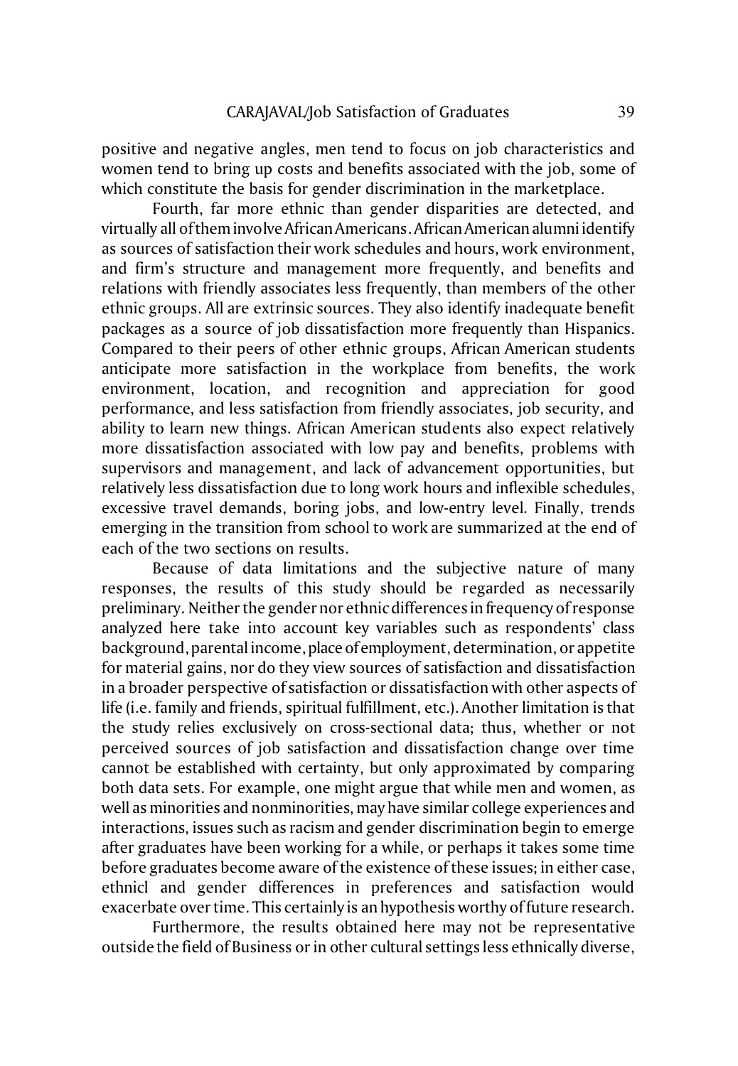positive and negative angles, men tend to focus on job characteristics and women tend to bring up costs and benefits associated with the job, some of which constitute the basis for gender discrimination in the marketplace.

Fourth, far more ethnic than gender disparities are detected, and virtually all of them involve African Americans. African American alumni identify as sources of satisfaction their work schedules and hours, work environment, and firm's structure and management more frequently, and benefits and relations with friendly associates less frequently, than members of the other ethnic groups. All are extrinsic sources. They also identify inadequate benefit packages as a source of job dissatisfaction more frequently than Hispanics. Compared to their peers of other ethnic groups, African American students anticipate more satisfaction in the workplace from benefits, the work environment, location, and recognition and appreciation for good performance, and less satisfaction from friendly associates, job security, and ability to learn new things. African American students also expect relatively more dissatisfaction associated with low pay and benefits, problems with supervisors and management, and lack of advancement opportunities, but relatively less dissatisfaction due to long work hours and inflexible schedules, excessive travel demands, boring jobs, and low-entry level. Finally, trends emerging in the transition from school to work are summarized at the end of each of the two sections on results.

Because of data limitations and the subjective nature of many responses, the results of this study should be regarded as necessarily preliminary. Neither the gender nor ethnic differences in frequency of response analyzed here take into account key variables such as respondents' class background, parental income, place of employment, determination, or appetite for material gains, nor do they view sources of satisfaction and dissatisfaction in a broader perspective of satisfaction or dissatisfaction with other aspects of life (i.e. family and friends, spiritual fulfillment, etc.). Another limitation is that the study relies exclusively on cross-sectional data; thus, whether or not perceived sources of job satisfaction and dissatisfaction change over time cannot be established with certainty, but only approximated by comparing both data sets. For example, one might argue that while men and women, as well as minorities and nonminorities, may have similar college experiences and interactions, issues such as racism and gender discrimination begin to emerge after graduates have been working for a while, or perhaps it takes some time before graduates become aware of the existence of these issues; in either case, ethnicl and gender differences in preferences and satisfaction would exacerbate over time. This certainly is an hypothesis worthy of future research.

Furthermore, the results obtained here may not be representative outside the field of Business or in other cultural settings less ethnically diverse,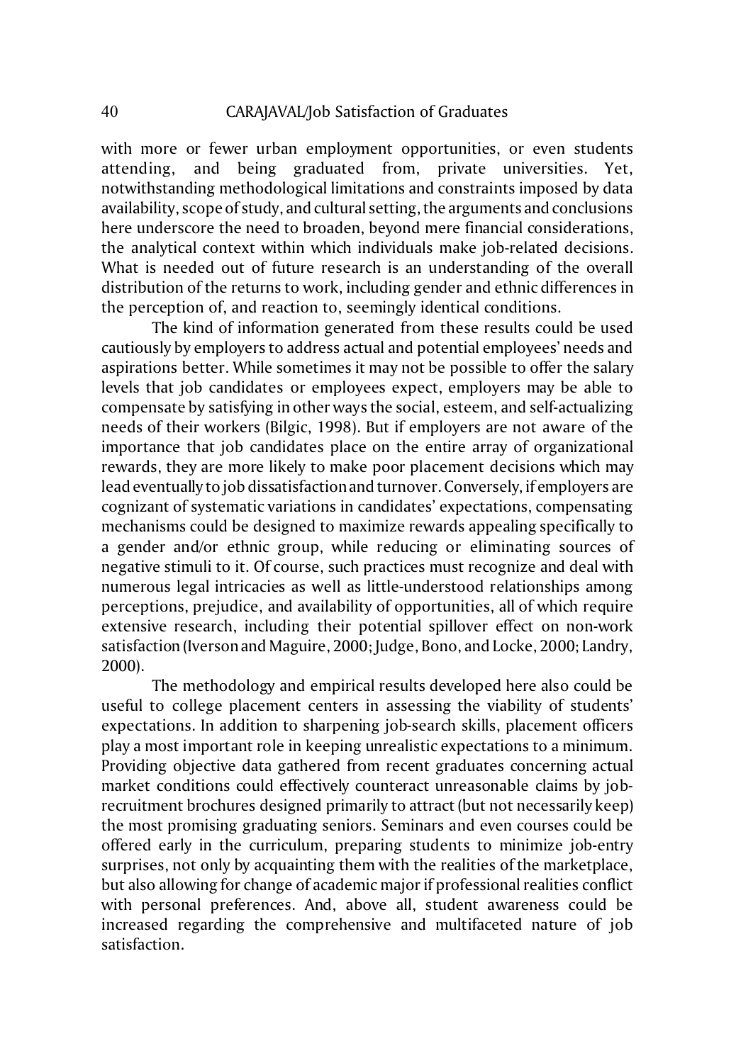with more or fewer urban employment opportunities, or even students attending, and being graduated from, private universities. Yet, notwithstanding methodological limitations and constraints imposed by data availability, scope of study, and cultural setting, the arguments and conclusions here underscore the need to broaden, beyond mere financial considerations, the analytical context within which individuals make job-related decisions. What is needed out of future research is an understanding of the overall distribution of the returns to work, including gender and ethnic differences in the perception of, and reaction to, seemingly identical conditions.

The kind of information generated from these results could be used cautiously by employers to address actual and potential employees' needs and aspirations better. While sometimes it may not be possible to offer the salary levels that job candidates or employees expect, employers may be able to compensate by satisfying in other ways the social, esteem, and self-actualizing needs of their workers (Bilgic, 1998). But if employers are not aware of the importance that job candidates place on the entire array of organizational rewards, they are more likely to make poor placement decisions which may lead eventually to job dissatisfaction and turnover. Conversely, if employers are cognizant of systematic variations in candidates' expectations, compensating mechanisms could be designed to maximize rewards appealing specifically to a gender and/or ethnic group, while reducing or eliminating sources of negative stimuli to it. Of course, such practices must recognize and deal with numerous legal intricacies as well as little-understood relationships among perceptions, prejudice, and availability of opportunities, all of which require extensive research, including their potential spillover effect on non-work satisfaction (Iverson and Maguire, 2000; Judge, Bono, and Locke, 2000; Landry, 2000).

The methodology and empirical results developed here also could be useful to college placement centers in assessing the viability of students' expectations. In addition to sharpening job-search skills, placement officers play a most important role in keeping unrealistic expectations to a minimum. Providing objective data gathered from recent graduates concerning actual market conditions could effectively counteract unreasonable claims by job-recruitment brochures designed primarily to attract (but not necessarily keep) the most promising graduating seniors. Seminars and even courses could be offered early in the curriculum, preparing students to minimize job-entry surprises, not only by acquainting them with the realities of the marketplace, but also allowing for change of academic major if professional realities conflict with personal preferences. And, above all, student awareness could be increased regarding the comprehensive and multifaceted nature of job satisfaction.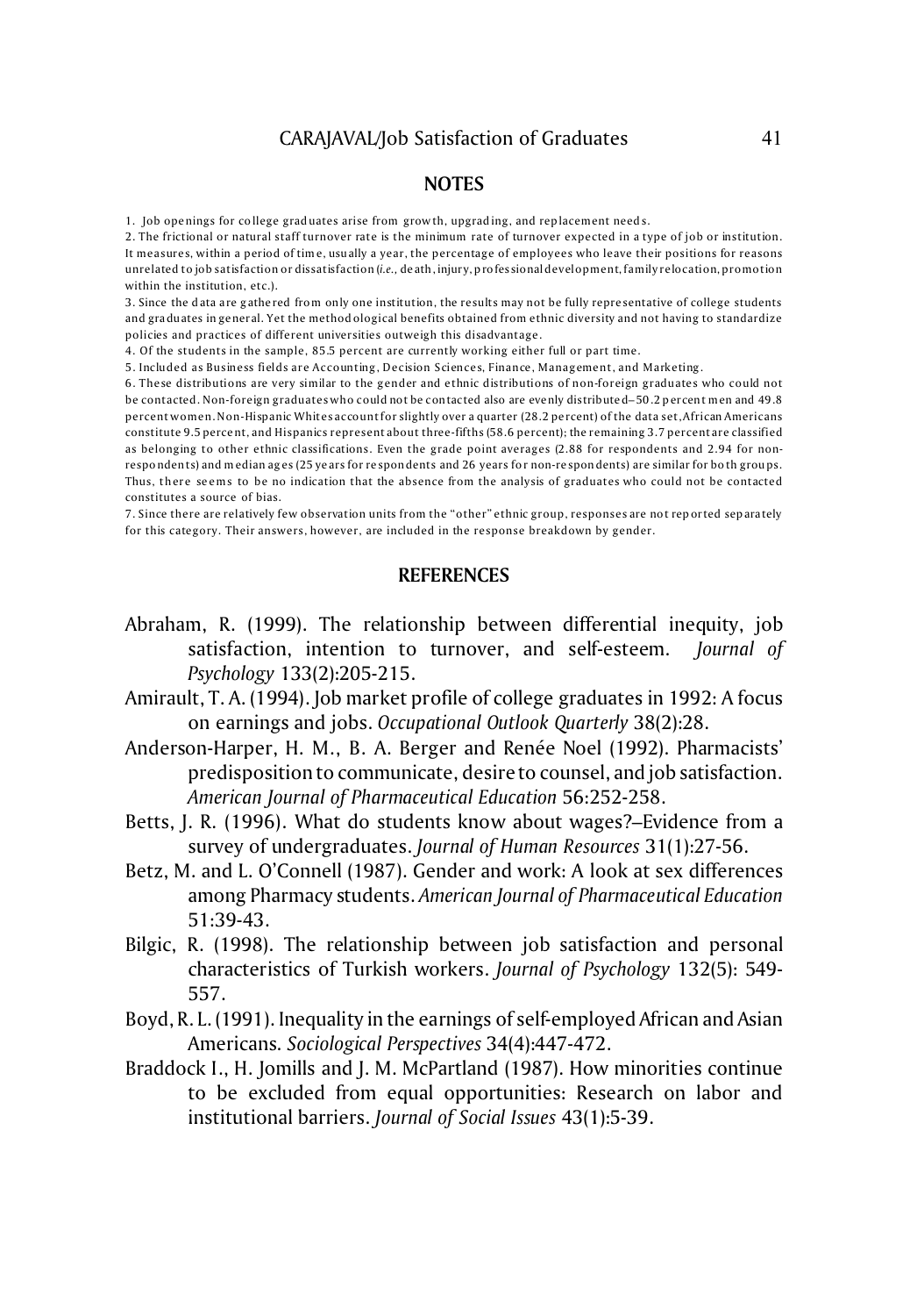## NOTES

1. Job openings for college graduates arise from growth, upgrading, and replacement needs.
2. The frictional or natural staff turnover rate is the minimum rate of turnover expected in a type of job or institution. It measures, within a period of time, usually a year, the percentage of employees who leave their positions for reasons unrelated to job satisfaction or dissatisfaction (*i.e.,* death, injury, professional development, family relocation, promotion within the institution, etc.).
3. Since the data are gathered from only one institution, the results may not be fully representative of college students and graduates in general. Yet the methodological benefits obtained from ethnic diversity and not having to standardize policies and practices of different universities outweigh this disadvantage.
4. Of the students in the sample, 85.5 percent are currently working either full or part time.
5. Included as Business fields are Accounting, Decision Sciences, Finance, Management, and Marketing.
6. These distributions are very similar to the gender and ethnic distributions of non-foreign graduates who could not be contacted. Non-foreign graduates who could not be contacted also are evenly distributed–50.2 percent men and 49.8 percent women. Non-Hispanic Whites account for slightly over a quarter (28.2 percent) of the data set, African Americans constitute 9.5 percent, and Hispanics represent about three-fifths (58.6 percent); the remaining 3.7 percent are classified as belonging to other ethnic classifications. Even the grade point averages (2.88 for respondents and 2.94 for non-respondents) and median ages (25 years for respondents and 26 years for non-respondents) are similar for both groups. Thus, there seems to be no indication that the absence from the analysis of graduates who could not be contacted constitutes a source of bias.
7. Since there are relatively few observation units from the "other" ethnic group, responses are not reported separately for this category. Their answers, however, are included in the response breakdown by gender.

## REFERENCES

Abraham, R. (1999). The relationship between differential inequity, job satisfaction, intention to turnover, and self-esteem. *Journal of Psychology* 133(2):205-215.

Amirault, T. A. (1994). Job market profile of college graduates in 1992: A focus on earnings and jobs. *Occupational Outlook Quarterly* 38(2):28.

Anderson-Harper, H. M., B. A. Berger and Renée Noel (1992). Pharmacists' predisposition to communicate, desire to counsel, and job satisfaction. *American Journal of Pharmaceutical Education* 56:252-258.

Betts, J. R. (1996). What do students know about wages?–Evidence from a survey of undergraduates. *Journal of Human Resources* 31(1):27-56.

Betz, M. and L. O'Connell (1987). Gender and work: A look at sex differences among Pharmacy students. *American Journal of Pharmaceutical Education* 51:39-43.

Bilgic, R. (1998). The relationship between job satisfaction and personal characteristics of Turkish workers. *Journal of Psychology* 132(5): 549-557.

Boyd, R. L. (1991). Inequality in the earnings of self-employed African and Asian Americans. *Sociological Perspectives* 34(4):447-472.

Braddock I., H. Jomills and J. M. McPartland (1987). How minorities continue to be excluded from equal opportunities: Research on labor and institutional barriers. *Journal of Social Issues* 43(1):5-39.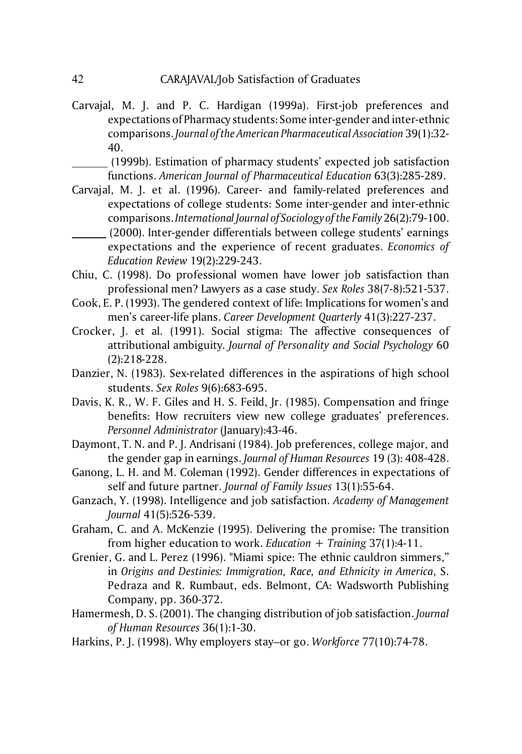Carvajal, M. J. and P. C. Hardigan (1999a). First-job preferences and expectations of Pharmacy students: Some inter-gender and inter-ethnic comparisons. *Journal of the American Pharmaceutical Association* 39(1):32-40.

\_\_\_\_\_\_ (1999b). Estimation of pharmacy students' expected job satisfaction functions. *American Journal of Pharmaceutical Education* 63(3):285-289.

Carvajal, M. J. et al. (1996). Career- and family-related preferences and expectations of college students: Some inter-gender and inter-ethnic comparisons. *International Journal of Sociology of the Family* 26(2):79-100.

\_\_\_\_\_\_ (2000). Inter-gender differentials between college students' earnings expectations and the experience of recent graduates. *Economics of Education Review* 19(2):229-243.

Chiu, C. (1998). Do professional women have lower job satisfaction than professional men? Lawyers as a case study. *Sex Roles* 38(7-8):521-537.

Cook, E. P. (1993). The gendered context of life: Implications for women's and men's career-life plans. *Career Development Quarterly* 41(3):227-237.

Crocker, J. et al. (1991). Social stigma: The affective consequences of attributional ambiguity. *Journal of Personality and Social Psychology* 60 (2):218-228.

Danzier, N. (1983). Sex-related differences in the aspirations of high school students. *Sex Roles* 9(6):683-695.

Davis, K. R., W. F. Giles and H. S. Feild, Jr. (1985). Compensation and fringe benefits: How recruiters view new college graduates' preferences. *Personnel Administrator* (January):43-46.

Daymont, T. N. and P. J. Andrisani (1984). Job preferences, college major, and the gender gap in earnings. *Journal of Human Resources* 19 (3): 408-428.

Ganong, L. H. and M. Coleman (1992). Gender differences in expectations of self and future partner. *Journal of Family Issues* 13(1):55-64.

Ganzach, Y. (1998). Intelligence and job satisfaction. *Academy of Management Journal* 41(5):526-539.

Graham, C. and A. McKenzie (1995). Delivering the promise: The transition from higher education to work. *Education + Training* 37(1):4-11.

Grenier, G. and L. Perez (1996). "Miami spice: The ethnic cauldron simmers," in *Origins and Destinies: Immigration, Race, and Ethnicity in America*, S. Pedraza and R. Rumbaut, eds. Belmont, CA: Wadsworth Publishing Company, pp. 360-372.

Hamermesh, D. S. (2001). The changing distribution of job satisfaction. *Journal of Human Resources* 36(1):1-30.

Harkins, P. J. (1998). Why employers stay–or go. *Workforce* 77(10):74-78.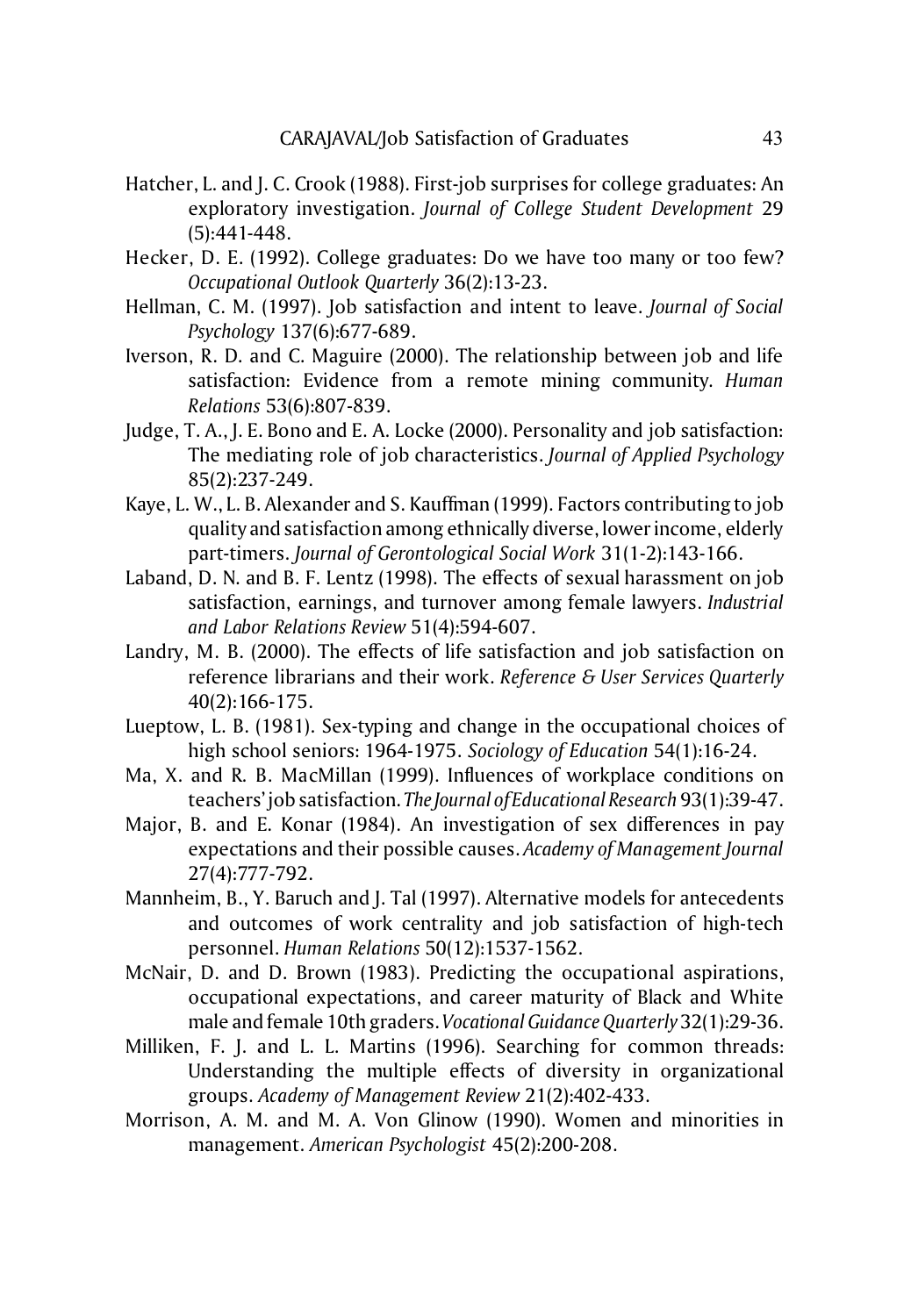Hatcher, L. and J. C. Crook (1988). First-job surprises for college graduates: An exploratory investigation. *Journal of College Student Development* 29 (5):441-448.

Hecker, D. E. (1992). College graduates: Do we have too many or too few? *Occupational Outlook Quarterly* 36(2):13-23.

Hellman, C. M. (1997). Job satisfaction and intent to leave. *Journal of Social Psychology* 137(6):677-689.

Iverson, R. D. and C. Maguire (2000). The relationship between job and life satisfaction: Evidence from a remote mining community. *Human Relations* 53(6):807-839.

Judge, T. A., J. E. Bono and E. A. Locke (2000). Personality and job satisfaction: The mediating role of job characteristics. *Journal of Applied Psychology* 85(2):237-249.

Kaye, L. W., L. B. Alexander and S. Kauffman (1999). Factors contributing to job quality and satisfaction among ethnically diverse, lower income, elderly part-timers. *Journal of Gerontological Social Work* 31(1-2):143-166.

Laband, D. N. and B. F. Lentz (1998). The effects of sexual harassment on job satisfaction, earnings, and turnover among female lawyers. *Industrial and Labor Relations Review* 51(4):594-607.

Landry, M. B. (2000). The effects of life satisfaction and job satisfaction on reference librarians and their work. *Reference & User Services Quarterly* 40(2):166-175.

Lueptow, L. B. (1981). Sex-typing and change in the occupational choices of high school seniors: 1964-1975. *Sociology of Education* 54(1):16-24.

Ma, X. and R. B. MacMillan (1999). Influences of workplace conditions on teachers' job satisfaction. *The Journal of Educational Research* 93(1):39-47.

Major, B. and E. Konar (1984). An investigation of sex differences in pay expectations and their possible causes. *Academy of Management Journal* 27(4):777-792.

Mannheim, B., Y. Baruch and J. Tal (1997). Alternative models for antecedents and outcomes of work centrality and job satisfaction of high-tech personnel. *Human Relations* 50(12):1537-1562.

McNair, D. and D. Brown (1983). Predicting the occupational aspirations, occupational expectations, and career maturity of Black and White male and female 10th graders. *Vocational Guidance Quarterly* 32(1):29-36.

Milliken, F. J. and L. L. Martins (1996). Searching for common threads: Understanding the multiple effects of diversity in organizational groups. *Academy of Management Review* 21(2):402-433.

Morrison, A. M. and M. A. Von Glinow (1990). Women and minorities in management. *American Psychologist* 45(2):200-208.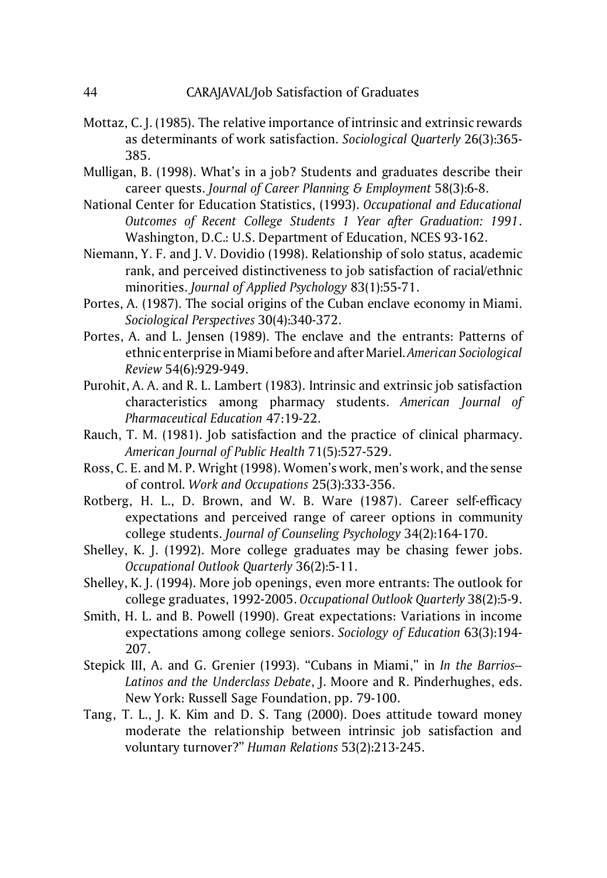Mottaz, C. J. (1985). The relative importance of intrinsic and extrinsic rewards as determinants of work satisfaction. *Sociological Quarterly* 26(3):365-385.

Mulligan, B. (1998). What's in a job? Students and graduates describe their career quests. *Journal of Career Planning & Employment* 58(3):6-8.

National Center for Education Statistics, (1993). *Occupational and Educational Outcomes of Recent College Students 1 Year after Graduation: 1991*. Washington, D.C.: U.S. Department of Education, NCES 93-162.

Niemann, Y. F. and J. V. Dovidio (1998). Relationship of solo status, academic rank, and perceived distinctiveness to job satisfaction of racial/ethnic minorities. *Journal of Applied Psychology* 83(1):55-71.

Portes, A. (1987). The social origins of the Cuban enclave economy in Miami. *Sociological Perspectives* 30(4):340-372.

Portes, A. and L. Jensen (1989). The enclave and the entrants: Patterns of ethnic enterprise in Miami before and after Mariel. *American Sociological Review* 54(6):929-949.

Purohit, A. A. and R. L. Lambert (1983). Intrinsic and extrinsic job satisfaction characteristics among pharmacy students. *American Journal of Pharmaceutical Education* 47:19-22.

Rauch, T. M. (1981). Job satisfaction and the practice of clinical pharmacy. *American Journal of Public Health* 71(5):527-529.

Ross, C. E. and M. P. Wright (1998). Women's work, men's work, and the sense of control. *Work and Occupations* 25(3):333-356.

Rotberg, H. L., D. Brown, and W. B. Ware (1987). Career self-efficacy expectations and perceived range of career options in community college students. *Journal of Counseling Psychology* 34(2):164-170.

Shelley, K. J. (1992). More college graduates may be chasing fewer jobs. *Occupational Outlook Quarterly* 36(2):5-11.

Shelley, K. J. (1994). More job openings, even more entrants: The outlook for college graduates, 1992-2005. *Occupational Outlook Quarterly* 38(2):5-9.

Smith, H. L. and B. Powell (1990). Great expectations: Variations in income expectations among college seniors. *Sociology of Education* 63(3):194-207.

Stepick III, A. and G. Grenier (1993). "Cubans in Miami," in *In the Barrios--Latinos and the Underclass Debate*, J. Moore and R. Pinderhughes, eds. New York: Russell Sage Foundation, pp. 79-100.

Tang, T. L., J. K. Kim and D. S. Tang (2000). Does attitude toward money moderate the relationship between intrinsic job satisfaction and voluntary turnover?" *Human Relations* 53(2):213-245.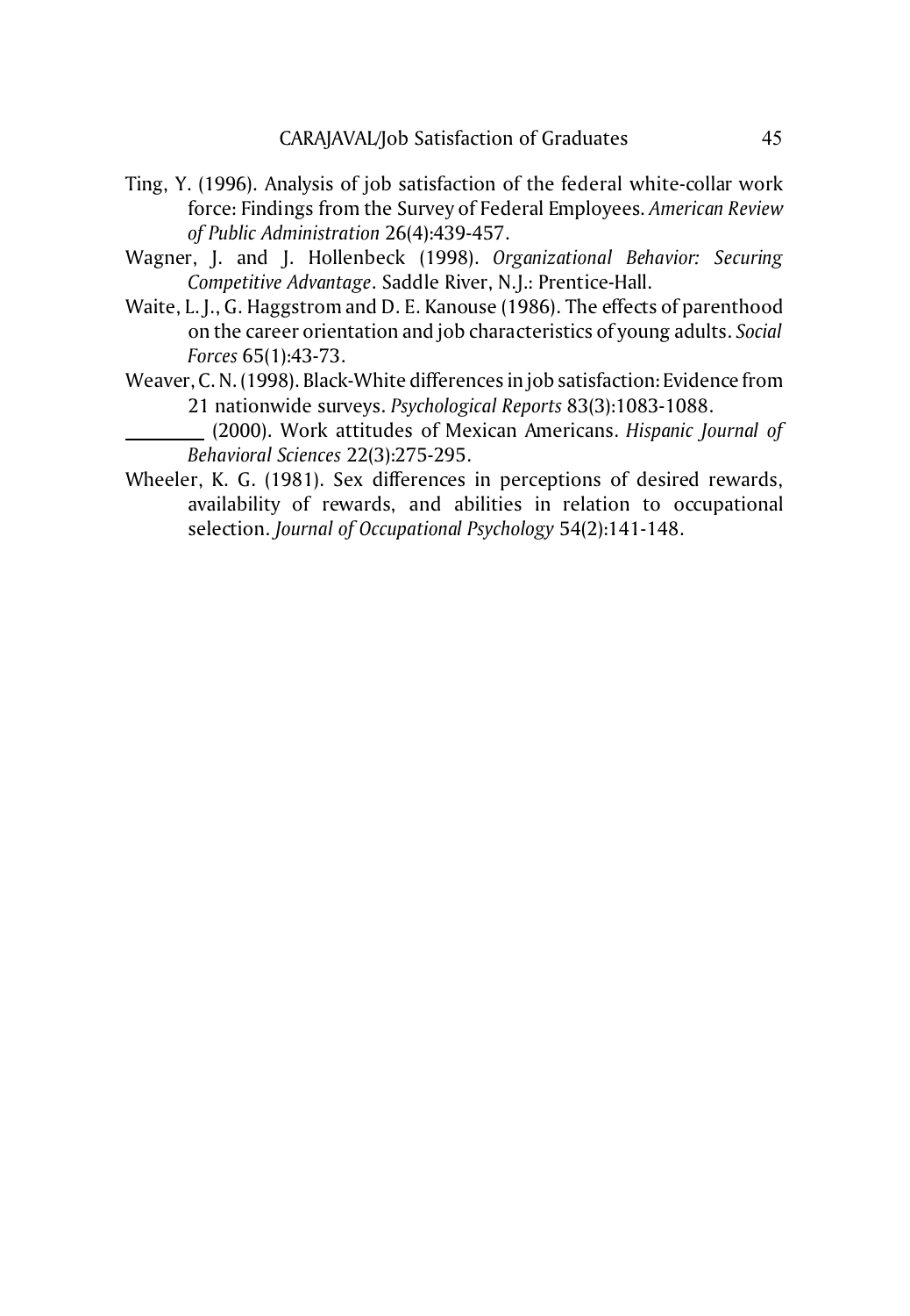Ting, Y. (1996). Analysis of job satisfaction of the federal white-collar work force: Findings from the Survey of Federal Employees. *American Review of Public Administration* 26(4):439-457.

Wagner, J. and J. Hollenbeck (1998). *Organizational Behavior: Securing Competitive Advantage*. Saddle River, N.J.: Prentice-Hall.

Waite, L. J., G. Haggstrom and D. E. Kanouse (1986). The effects of parenthood on the career orientation and job characteristics of young adults. *Social Forces* 65(1):43-73.

Weaver, C. N. (1998). Black-White differences in job satisfaction: Evidence from 21 nationwide surveys. *Psychological Reports* 83(3):1083-1088.

________ (2000). Work attitudes of Mexican Americans. *Hispanic Journal of Behavioral Sciences* 22(3):275-295.

Wheeler, K. G. (1981). Sex differences in perceptions of desired rewards, availability of rewards, and abilities in relation to occupational selection. *Journal of Occupational Psychology* 54(2):141-148.